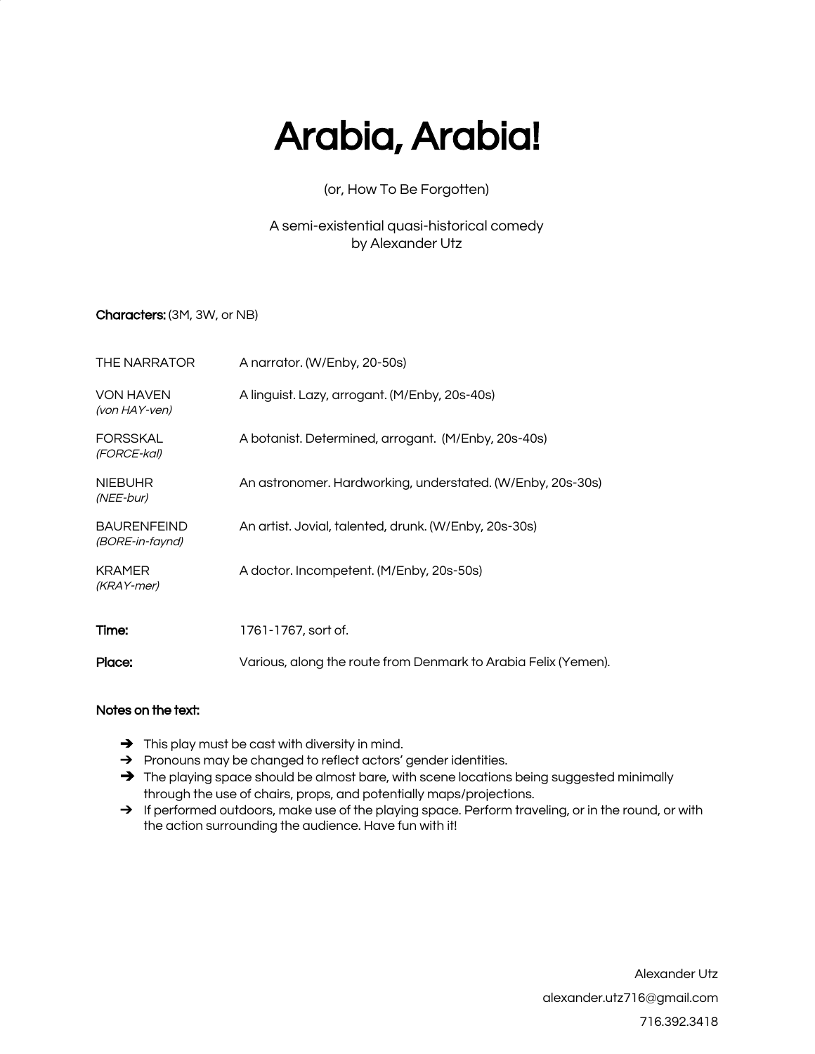# Arabia, Arabia!

(or, How To Be Forgotten)

A semi-existential quasi-historical comedy
by Alexander Utz

**Characters:** (3M, 3W, or NB)

| | |
|---|---|
| THE NARRATOR | A narrator. (W/Enby, 20-50s) |
| VON HAVEN *(von HAY-ven)* | A linguist. Lazy, arrogant. (M/Enby, 20s-40s) |
| FORSSKAL *(FORCE-kal)* | A botanist. Determined, arrogant. (M/Enby, 20s-40s) |
| NIEBUHR *(NEE-bur)* | An astronomer. Hardworking, understated. (W/Enby, 20s-30s) |
| BAURENFEIND *(BORE-in-faynd)* | An artist. Jovial, talented, drunk. (W/Enby, 20s-30s) |
| KRAMER *(KRAY-mer)* | A doctor. Incompetent. (M/Enby, 20s-50s) |

**Time:** 1761-1767, sort of.

**Place:** Various, along the route from Denmark to Arabia Felix (Yemen).

**Notes on the text:**

- This play must be cast with diversity in mind.
- Pronouns may be changed to reflect actors' gender identities.
- The playing space should be almost bare, with scene locations being suggested minimally through the use of chairs, props, and potentially maps/projections.
- If performed outdoors, make use of the playing space. Perform traveling, or in the round, or with the action surrounding the audience. Have fun with it!

Alexander Utz
alexander.utz716@gmail.com
716.392.3418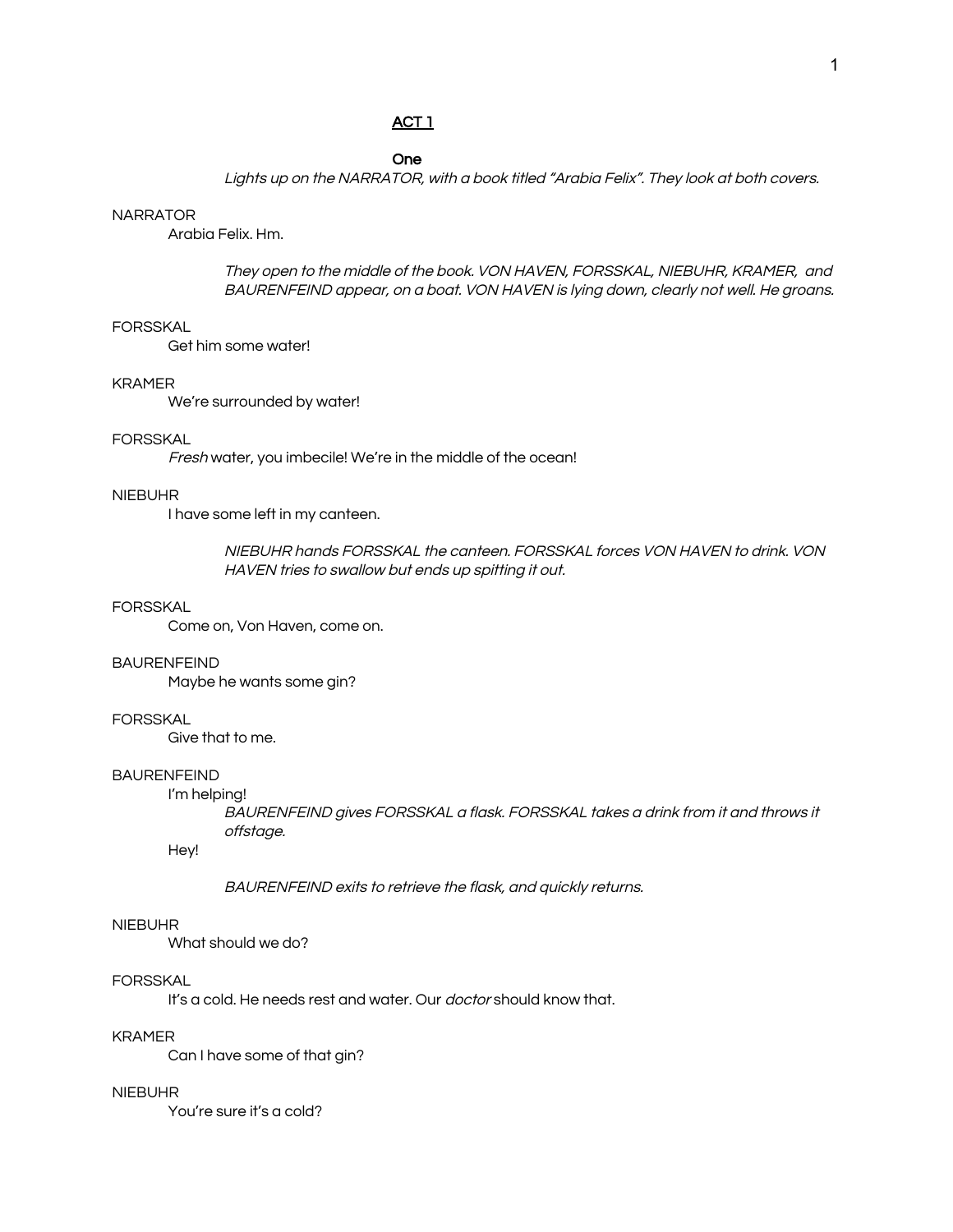## ACT 1

### One

*Lights up on the NARRATOR, with a book titled "Arabia Felix". They look at both covers.*

NARRATOR

Arabia Felix. Hm.

*They open to the middle of the book. VON HAVEN, FORSSKAL, NIEBUHR, KRAMER, and BAURENFEIND appear, on a boat. VON HAVEN is lying down, clearly not well. He groans.*

FORSSKAL

Get him some water!

KRAMER

We're surrounded by water!

FORSSKAL

*Fresh* water, you imbecile! We're in the middle of the ocean!

NIEBUHR

I have some left in my canteen.

*NIEBUHR hands FORSSKAL the canteen. FORSSKAL forces VON HAVEN to drink. VON HAVEN tries to swallow but ends up spitting it out.*

FORSSKAL

Come on, Von Haven, come on.

BAURENFEIND

Maybe he wants some gin?

FORSSKAL

Give that to me.

BAURENFEIND

I'm helping!

*BAURENFEIND gives FORSSKAL a flask. FORSSKAL takes a drink from it and throws it offstage.*

Hey!

*BAURENFEIND exits to retrieve the flask, and quickly returns.*

NIEBUHR

What should we do?

FORSSKAL

It's a cold. He needs rest and water. Our *doctor* should know that.

KRAMER

Can I have some of that gin?

NIEBUHR

You're sure it's a cold?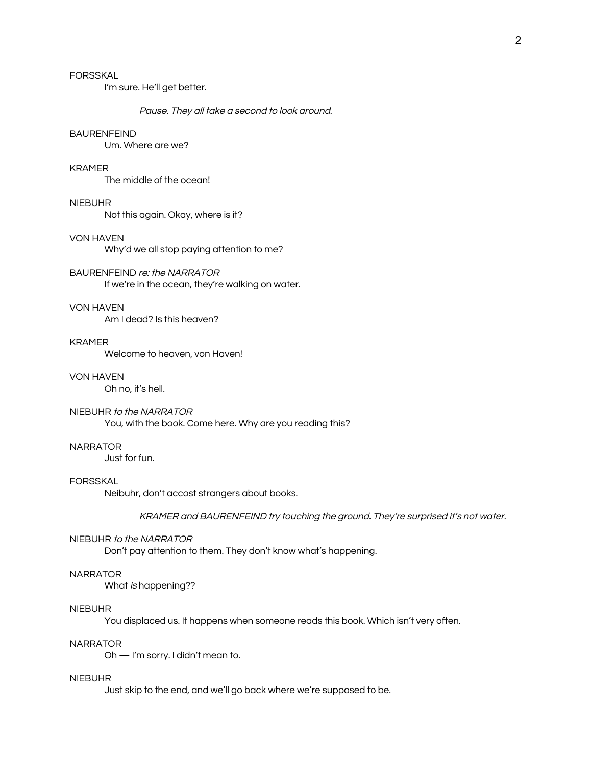FORSSKAL

I'm sure. He'll get better.

*Pause. They all take a second to look around.*

BAURENFEIND

Um. Where are we?

KRAMER

The middle of the ocean!

NIEBUHR

Not this again. Okay, where is it?

VON HAVEN

Why'd we all stop paying attention to me?

BAURENFEIND *re: the NARRATOR*

If we're in the ocean, they're walking on water.

VON HAVEN

Am I dead? Is this heaven?

KRAMER

Welcome to heaven, von Haven!

VON HAVEN

Oh no, it's hell.

NIEBUHR *to the NARRATOR*

You, with the book. Come here. Why are you reading this?

NARRATOR

Just for fun.

FORSSKAL

Neibuhr, don't accost strangers about books.

*KRAMER and BAURENFEIND try touching the ground. They're surprised it's not water.*

NIEBUHR *to the NARRATOR*

Don't pay attention to them. They don't know what's happening.

NARRATOR

What *is* happening??

NIEBUHR

You displaced us. It happens when someone reads this book. Which isn't very often.

NARRATOR

Oh — I'm sorry. I didn't mean to.

NIEBUHR

Just skip to the end, and we'll go back where we're supposed to be.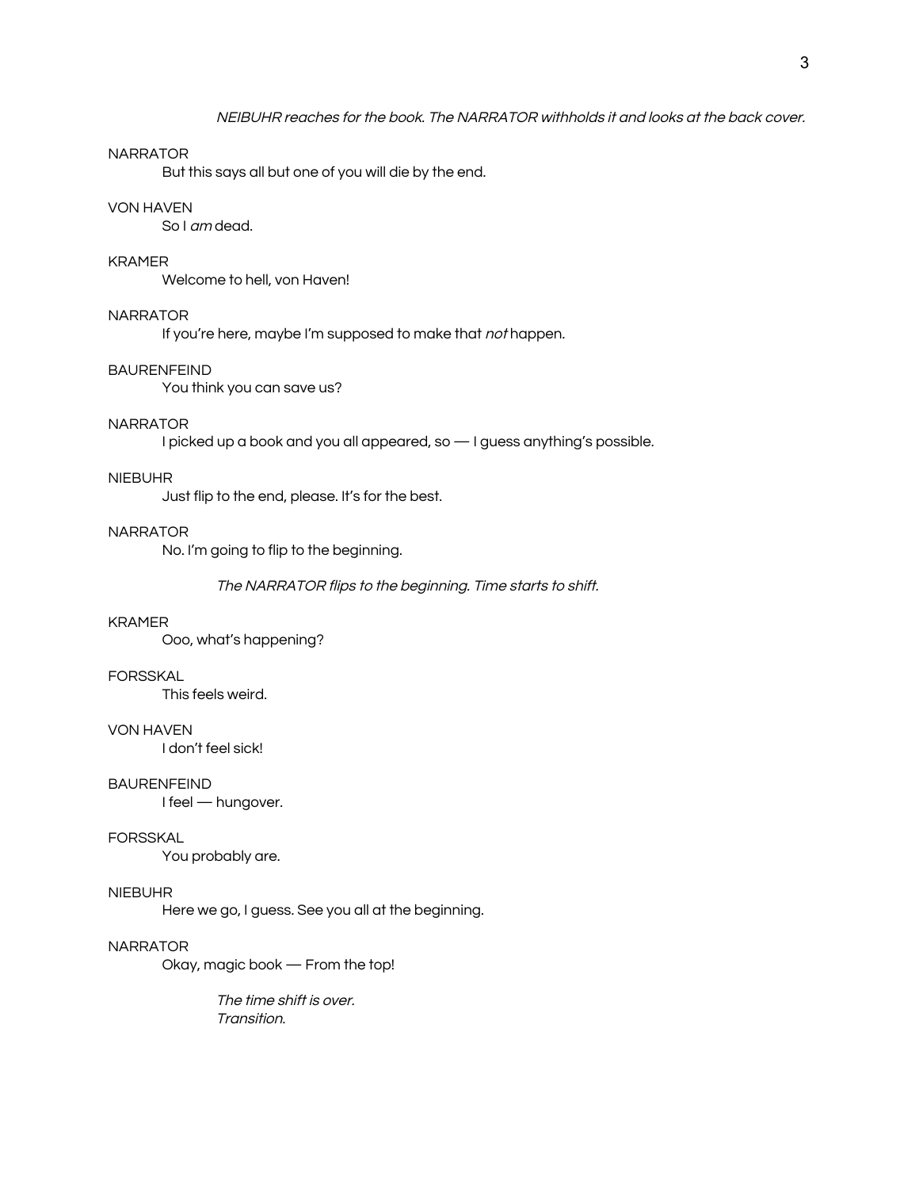*NEIBUHR reaches for the book. The NARRATOR withholds it and looks at the back cover.*

NARRATOR
But this says all but one of you will die by the end.

VON HAVEN
So I *am* dead.

KRAMER
Welcome to hell, von Haven!

NARRATOR
If you're here, maybe I'm supposed to make that *not* happen.

BAURENFEIND
You think you can save us?

NARRATOR
I picked up a book and you all appeared, so — I guess anything's possible.

NIEBUHR
Just flip to the end, please. It's for the best.

NARRATOR
No. I'm going to flip to the beginning.

*The NARRATOR flips to the beginning. Time starts to shift.*

KRAMER
Ooo, what's happening?

FORSSKAL
This feels weird.

VON HAVEN
I don't feel sick!

BAURENFEIND
I feel — hungover.

FORSSKAL
You probably are.

NIEBUHR
Here we go, I guess. See you all at the beginning.

NARRATOR
Okay, magic book — From the top!

*The time shift is over.*
*Transition.*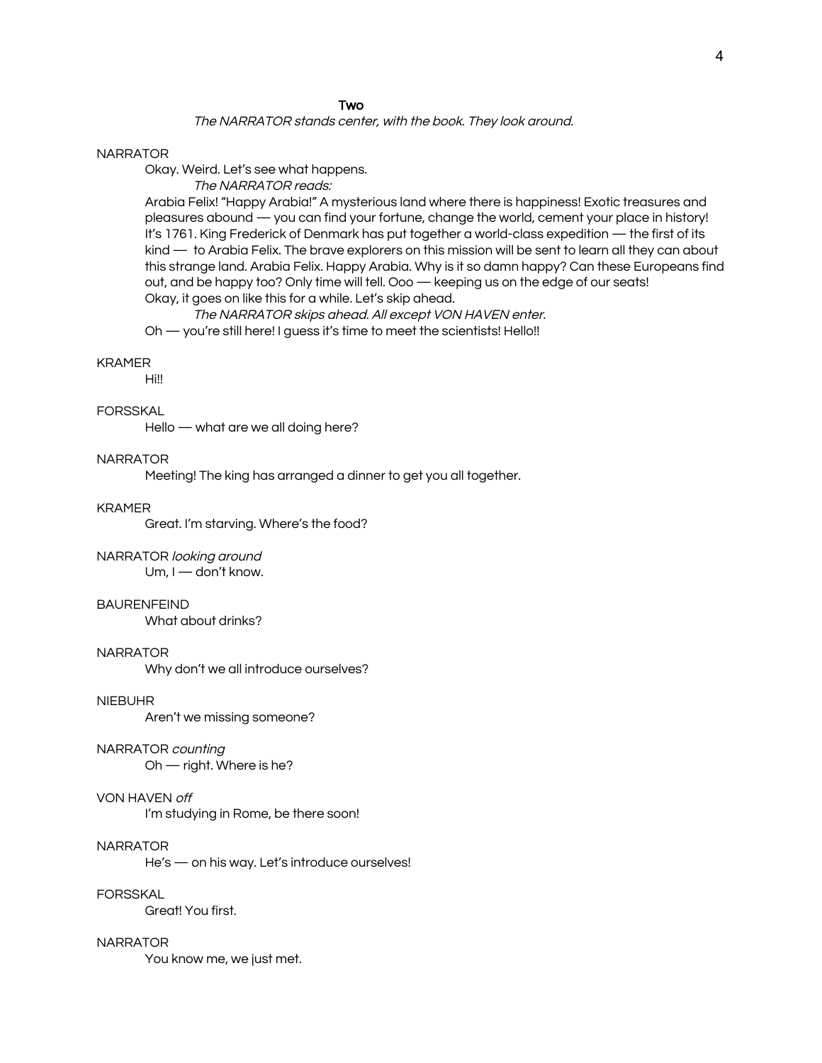## Two

*The NARRATOR stands center, with the book. They look around.*

NARRATOR

Okay. Weird. Let's see what happens.

*The NARRATOR reads:*

Arabia Felix! "Happy Arabia!" A mysterious land where there is happiness! Exotic treasures and pleasures abound — you can find your fortune, change the world, cement your place in history! It's 1761. King Frederick of Denmark has put together a world-class expedition — the first of its kind — to Arabia Felix. The brave explorers on this mission will be sent to learn all they can about this strange land. Arabia Felix. Happy Arabia. Why is it so damn happy? Can these Europeans find out, and be happy too? Only time will tell. Ooo — keeping us on the edge of our seats! Okay, it goes on like this for a while. Let's skip ahead.

*The NARRATOR skips ahead. All except VON HAVEN enter.*

Oh — you're still here! I guess it's time to meet the scientists! Hello!!

KRAMER

Hi!!

FORSSKAL

Hello — what are we all doing here?

NARRATOR

Meeting! The king has arranged a dinner to get you all together.

KRAMER

Great. I'm starving. Where's the food?

NARRATOR *looking around*

Um, I — don't know.

BAURENFEIND

What about drinks?

NARRATOR

Why don't we all introduce ourselves?

NIEBUHR

Aren't we missing someone?

NARRATOR *counting*

Oh — right. Where is he?

VON HAVEN *off*

I'm studying in Rome, be there soon!

NARRATOR

He's — on his way. Let's introduce ourselves!

FORSSKAL

Great! You first.

NARRATOR

You know me, we just met.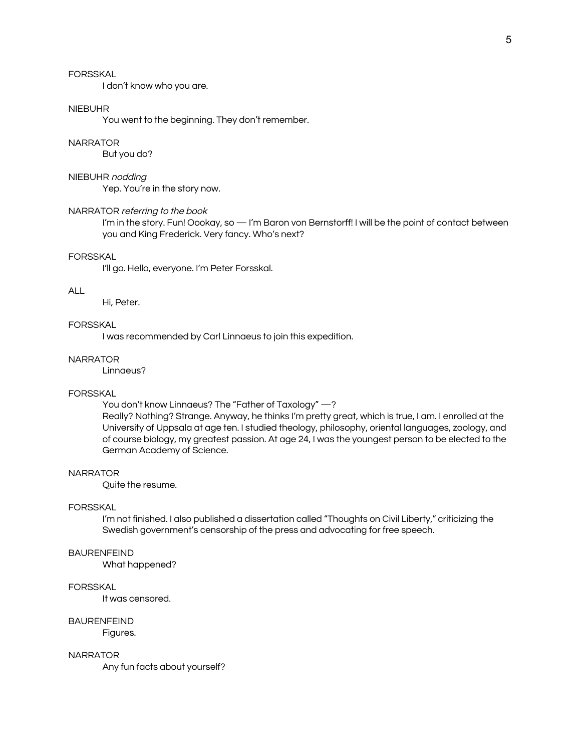FORSSKAL

I don't know who you are.

NIEBUHR

You went to the beginning. They don't remember.

NARRATOR

But you do?

NIEBUHR *nodding*

Yep. You're in the story now.

NARRATOR *referring to the book*

I'm in the story. Fun! Oookay, so — I'm Baron von Bernstorff! I will be the point of contact between you and King Frederick. Very fancy. Who's next?

FORSSKAL

I'll go. Hello, everyone. I'm Peter Forsskal.

ALL

Hi, Peter.

FORSSKAL

I was recommended by Carl Linnaeus to join this expedition.

NARRATOR

Linnaeus?

FORSSKAL

You don't know Linnaeus? The "Father of Taxology" —?
Really? Nothing? Strange. Anyway, he thinks I'm pretty great, which is true, I am. I enrolled at the University of Uppsala at age ten. I studied theology, philosophy, oriental languages, zoology, and of course biology, my greatest passion. At age 24, I was the youngest person to be elected to the German Academy of Science.

NARRATOR

Quite the resume.

FORSSKAL

I'm not finished. I also published a dissertation called "Thoughts on Civil Liberty," criticizing the Swedish government's censorship of the press and advocating for free speech.

BAURENFEIND

What happened?

FORSSKAL

It was censored.

BAURENFEIND

Figures.

NARRATOR

Any fun facts about yourself?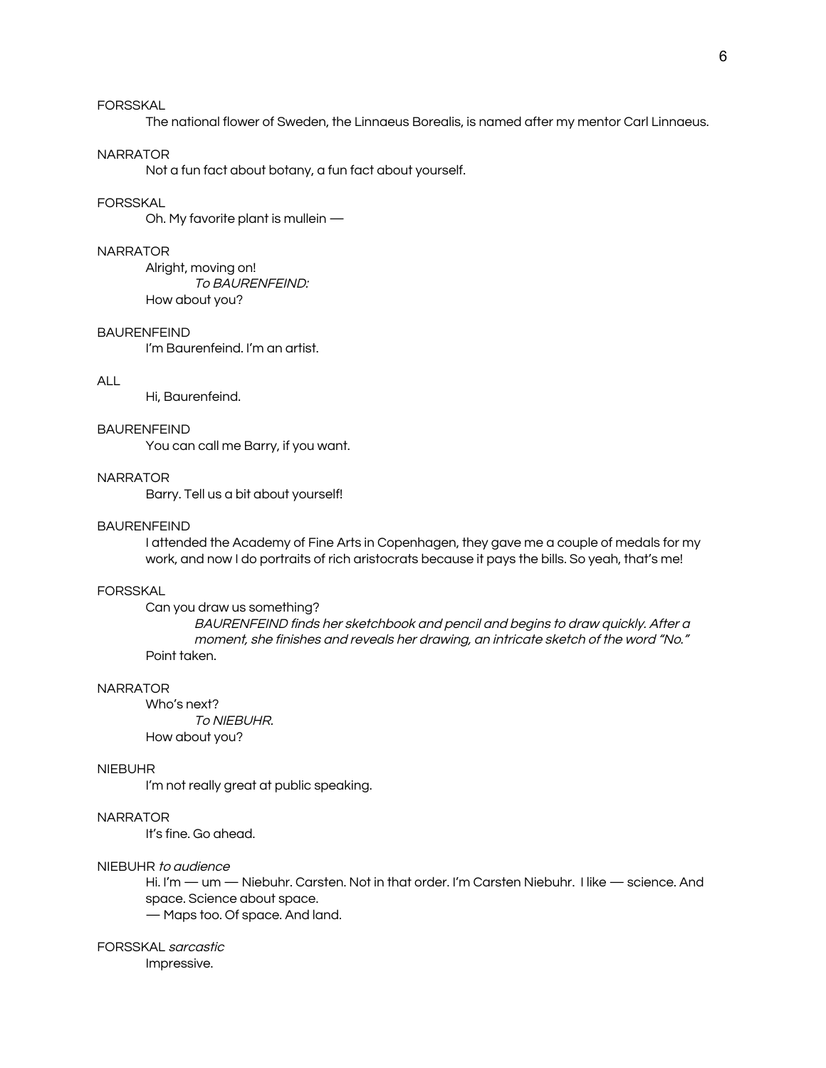FORSSKAL

The national flower of Sweden, the Linnaeus Borealis, is named after my mentor Carl Linnaeus.

NARRATOR

Not a fun fact about botany, a fun fact about yourself.

FORSSKAL

Oh. My favorite plant is mullein —

NARRATOR

Alright, moving on!

*To BAURENFEIND:*

How about you?

BAURENFEIND

I'm Baurenfeind. I'm an artist.

ALL

Hi, Baurenfeind.

BAURENFEIND

You can call me Barry, if you want.

NARRATOR

Barry. Tell us a bit about yourself!

BAURENFEIND

I attended the Academy of Fine Arts in Copenhagen, they gave me a couple of medals for my work, and now I do portraits of rich aristocrats because it pays the bills. So yeah, that's me!

FORSSKAL

Can you draw us something?

*BAURENFEIND finds her sketchbook and pencil and begins to draw quickly. After a moment, she finishes and reveals her drawing, an intricate sketch of the word "No."*

Point taken.

NARRATOR

Who's next?

*To NIEBUHR.*

How about you?

NIEBUHR

I'm not really great at public speaking.

NARRATOR

It's fine. Go ahead.

NIEBUHR *to audience*

Hi. I'm — um — Niebuhr. Carsten. Not in that order. I'm Carsten Niebuhr. I like — science. And space. Science about space.

— Maps too. Of space. And land.

FORSSKAL *sarcastic*

Impressive.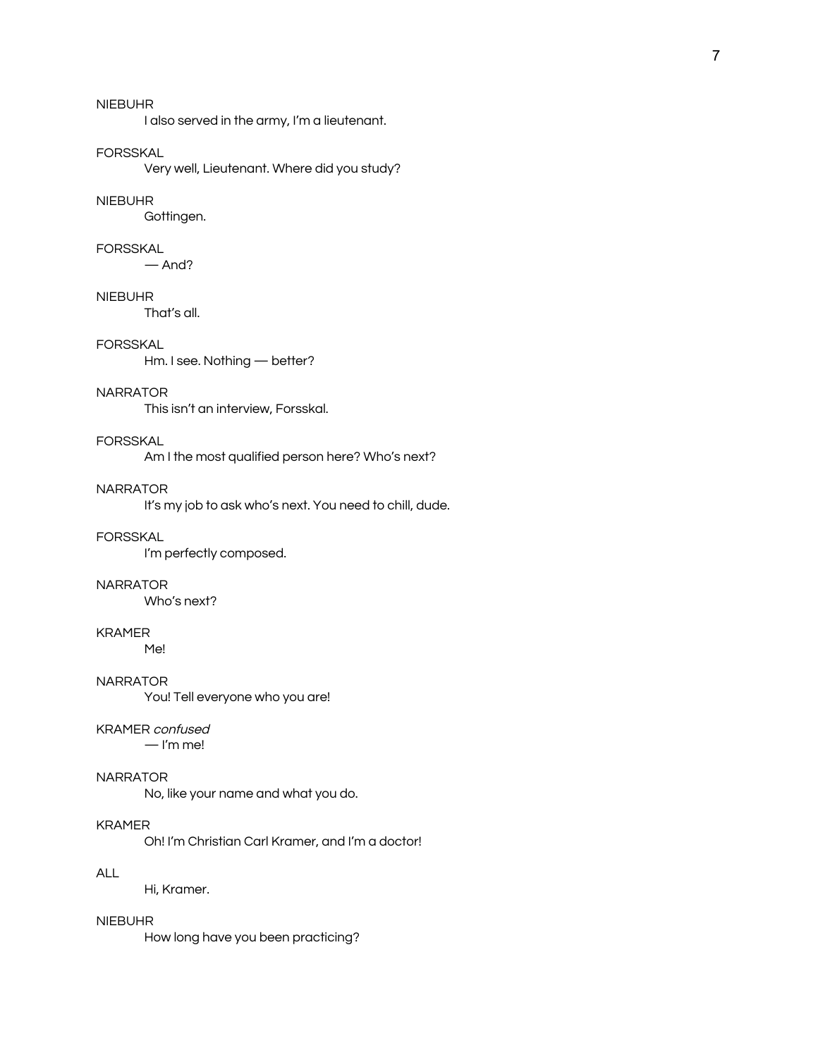NIEBUHR

I also served in the army, I'm a lieutenant.

FORSSKAL

Very well, Lieutenant. Where did you study?

NIEBUHR

Gottingen.

FORSSKAL

— And?

NIEBUHR

That's all.

FORSSKAL

Hm. I see. Nothing — better?

NARRATOR

This isn't an interview, Forsskal.

FORSSKAL

Am I the most qualified person here? Who's next?

NARRATOR

It's my job to ask who's next. You need to chill, dude.

FORSSKAL

I'm perfectly composed.

NARRATOR

Who's next?

KRAMER

Me!

NARRATOR

You! Tell everyone who you are!

KRAMER *confused*

— I'm me!

NARRATOR

No, like your name and what you do.

KRAMER

Oh! I'm Christian Carl Kramer, and I'm a doctor!

ALL

Hi, Kramer.

NIEBUHR

How long have you been practicing?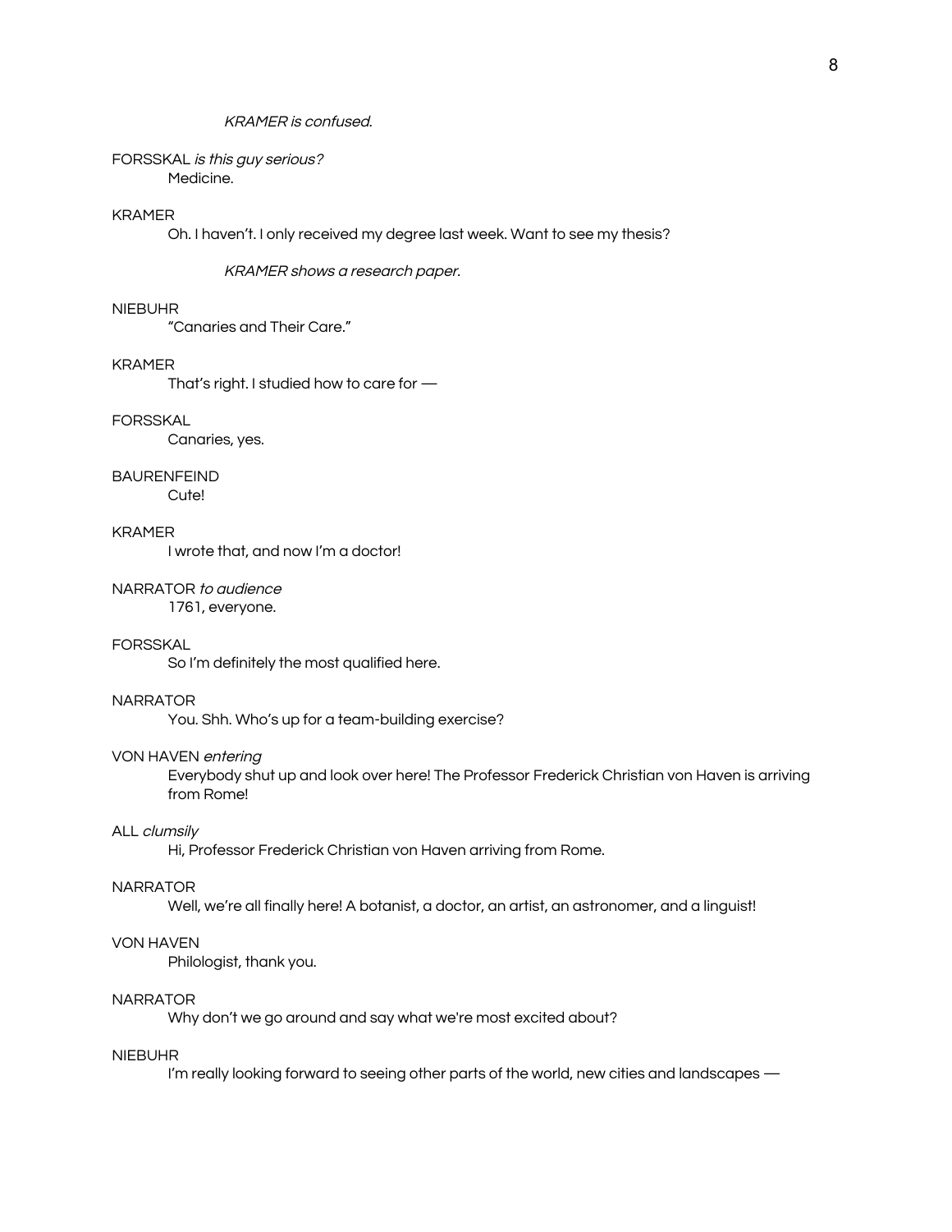*KRAMER is confused.*

FORSSKAL *is this guy serious?*
Medicine.

KRAMER
Oh. I haven't. I only received my degree last week. Want to see my thesis?

*KRAMER shows a research paper.*

NIEBUHR
"Canaries and Their Care."

KRAMER
That's right. I studied how to care for —

FORSSKAL
Canaries, yes.

BAURENFEIND
Cute!

KRAMER
I wrote that, and now I'm a doctor!

NARRATOR *to audience*
1761, everyone.

FORSSKAL
So I'm definitely the most qualified here.

NARRATOR
You. Shh. Who's up for a team-building exercise?

VON HAVEN *entering*
Everybody shut up and look over here! The Professor Frederick Christian von Haven is arriving from Rome!

ALL *clumsily*
Hi, Professor Frederick Christian von Haven arriving from Rome.

NARRATOR
Well, we're all finally here! A botanist, a doctor, an artist, an astronomer, and a linguist!

VON HAVEN
Philologist, thank you.

NARRATOR
Why don't we go around and say what we're most excited about?

NIEBUHR
I'm really looking forward to seeing other parts of the world, new cities and landscapes —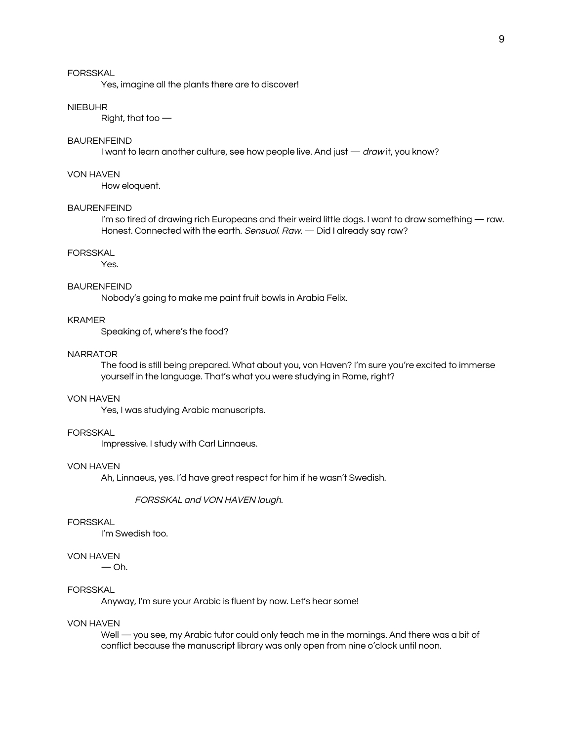FORSSKAL

Yes, imagine all the plants there are to discover!

NIEBUHR

Right, that too —

BAURENFEIND

I want to learn another culture, see how people live. And just — *draw* it, you know?

VON HAVEN

How eloquent.

BAURENFEIND

I'm so tired of drawing rich Europeans and their weird little dogs. I want to draw something — raw. Honest. Connected with the earth. *Sensual. Raw.* — Did I already say raw?

FORSSKAL

Yes.

BAURENFEIND

Nobody's going to make me paint fruit bowls in Arabia Felix.

KRAMER

Speaking of, where's the food?

NARRATOR

The food is still being prepared. What about you, von Haven? I'm sure you're excited to immerse yourself in the language. That's what you were studying in Rome, right?

VON HAVEN

Yes, I was studying Arabic manuscripts.

FORSSKAL

Impressive. I study with Carl Linnaeus.

VON HAVEN

Ah, Linnaeus, yes. I'd have great respect for him if he wasn't Swedish.

*FORSSKAL and VON HAVEN laugh.*

FORSSKAL

I'm Swedish too.

VON HAVEN

— Oh.

FORSSKAL

Anyway, I'm sure your Arabic is fluent by now. Let's hear some!

VON HAVEN

Well — you see, my Arabic tutor could only teach me in the mornings. And there was a bit of conflict because the manuscript library was only open from nine o'clock until noon.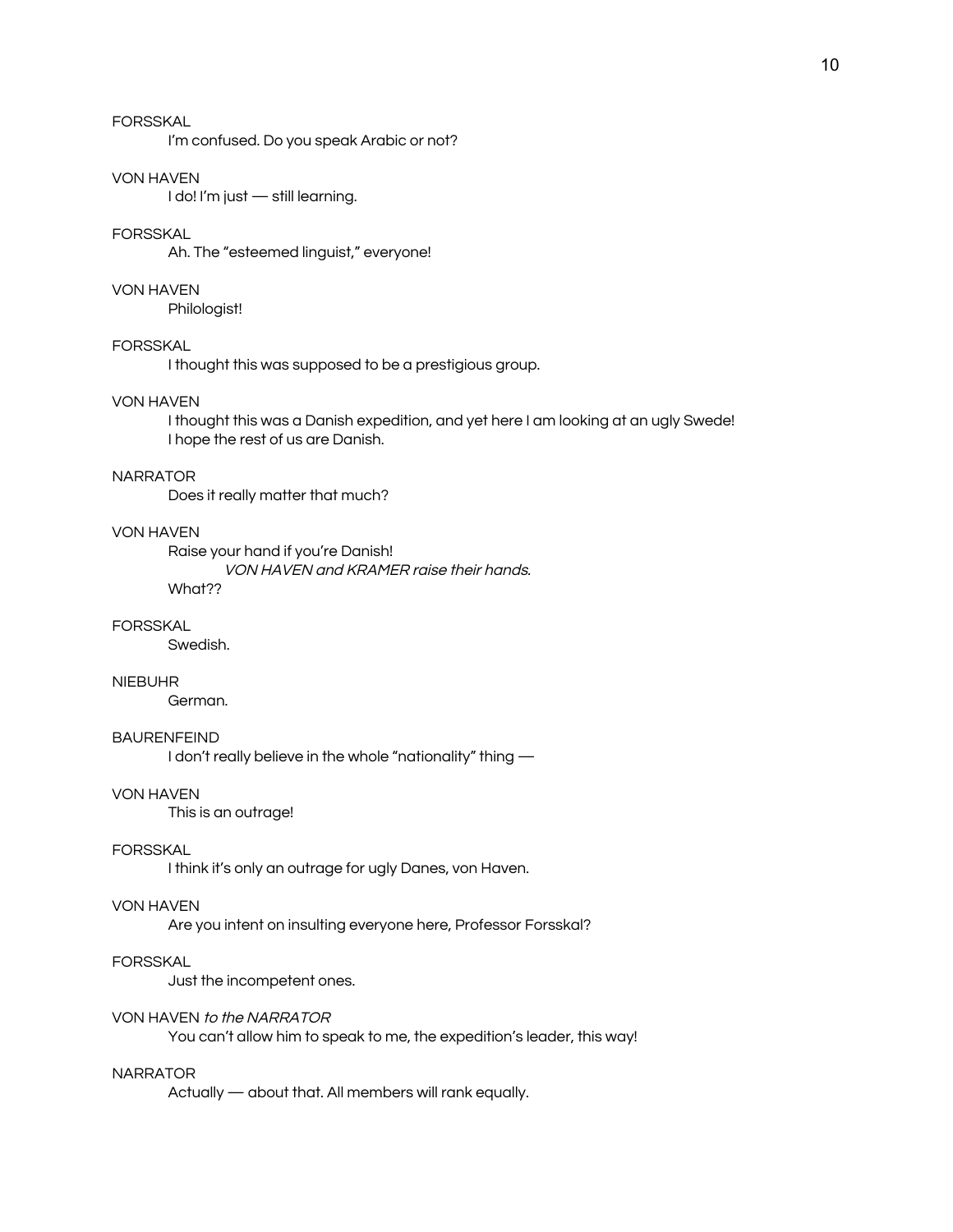FORSSKAL

I'm confused. Do you speak Arabic or not?

VON HAVEN

I do! I'm just — still learning.

FORSSKAL

Ah. The "esteemed linguist," everyone!

VON HAVEN

Philologist!

FORSSKAL

I thought this was supposed to be a prestigious group.

VON HAVEN

I thought this was a Danish expedition, and yet here I am looking at an ugly Swede! I hope the rest of us are Danish.

NARRATOR

Does it really matter that much?

VON HAVEN

Raise your hand if you're Danish!

*VON HAVEN and KRAMER raise their hands.*

What??

FORSSKAL

Swedish.

NIEBUHR

German.

BAURENFEIND

I don't really believe in the whole "nationality" thing —

VON HAVEN

This is an outrage!

FORSSKAL

I think it's only an outrage for ugly Danes, von Haven.

VON HAVEN

Are you intent on insulting everyone here, Professor Forsskal?

FORSSKAL

Just the incompetent ones.

VON HAVEN *to the NARRATOR*

You can't allow him to speak to me, the expedition's leader, this way!

NARRATOR

Actually — about that. All members will rank equally.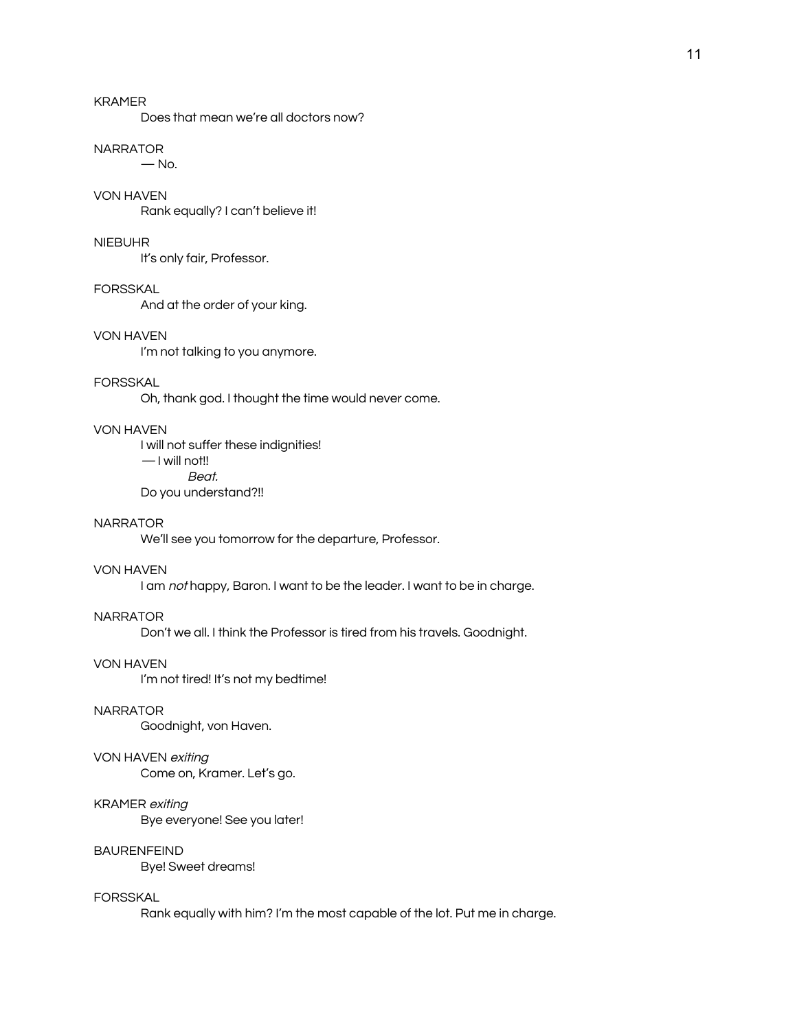KRAMER

Does that mean we're all doctors now?

NARRATOR

— No.

VON HAVEN

Rank equally? I can't believe it!

NIEBUHR

It's only fair, Professor.

FORSSKAL

And at the order of your king.

VON HAVEN

I'm not talking to you anymore.

FORSSKAL

Oh, thank god. I thought the time would never come.

VON HAVEN

I will not suffer these indignities!
— I will not!!
*Beat.*
Do you understand?!!

NARRATOR

We'll see you tomorrow for the departure, Professor.

VON HAVEN

I am *not* happy, Baron. I want to be the leader. I want to be in charge.

NARRATOR

Don't we all. I think the Professor is tired from his travels. Goodnight.

VON HAVEN

I'm not tired! It's not my bedtime!

NARRATOR

Goodnight, von Haven.

VON HAVEN *exiting*

Come on, Kramer. Let's go.

KRAMER *exiting*

Bye everyone! See you later!

BAURENFEIND

Bye! Sweet dreams!

FORSSKAL

Rank equally with him? I'm the most capable of the lot. Put me in charge.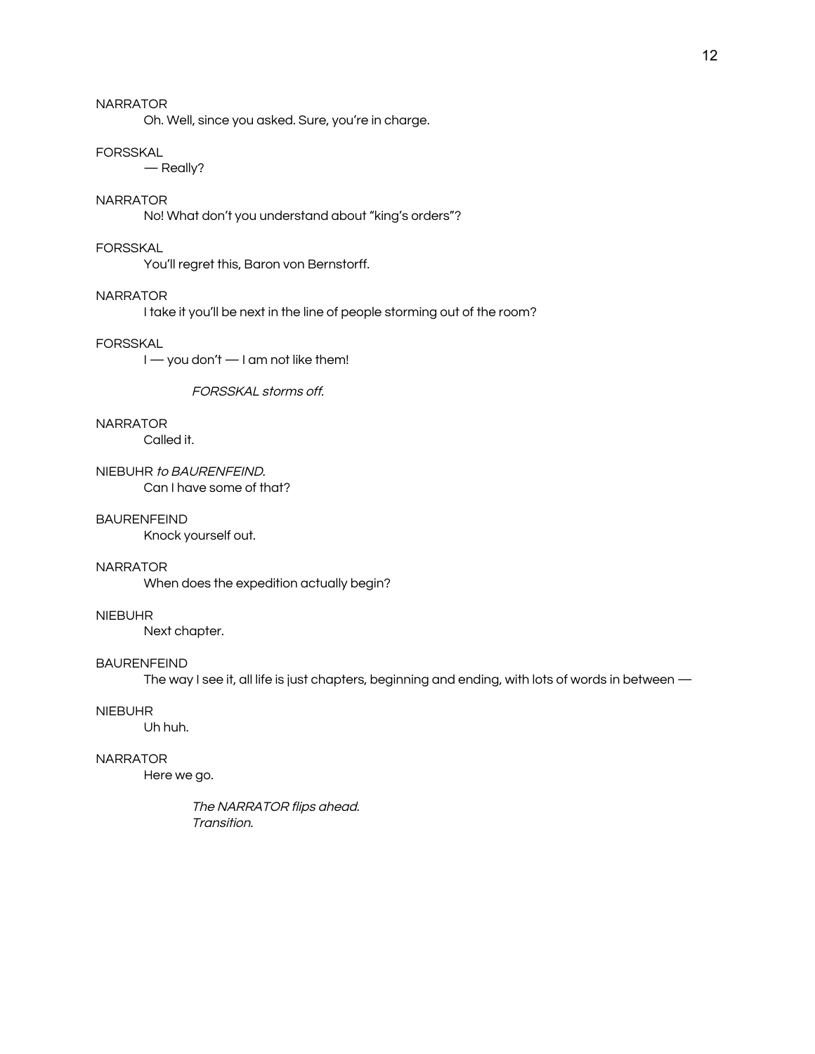NARRATOR

Oh. Well, since you asked. Sure, you're in charge.

FORSSKAL

— Really?

NARRATOR

No! What don't you understand about "king's orders"?

FORSSKAL

You'll regret this, Baron von Bernstorff.

NARRATOR

I take it you'll be next in the line of people storming out of the room?

FORSSKAL

I — you don't — I am not like them!

*FORSSKAL storms off.*

NARRATOR

Called it.

NIEBUHR *to BAURENFEIND.*

Can I have some of that?

BAURENFEIND

Knock yourself out.

NARRATOR

When does the expedition actually begin?

NIEBUHR

Next chapter.

BAURENFEIND

The way I see it, all life is just chapters, beginning and ending, with lots of words in between —

NIEBUHR

Uh huh.

NARRATOR

Here we go.

*The NARRATOR flips ahead.*
*Transition.*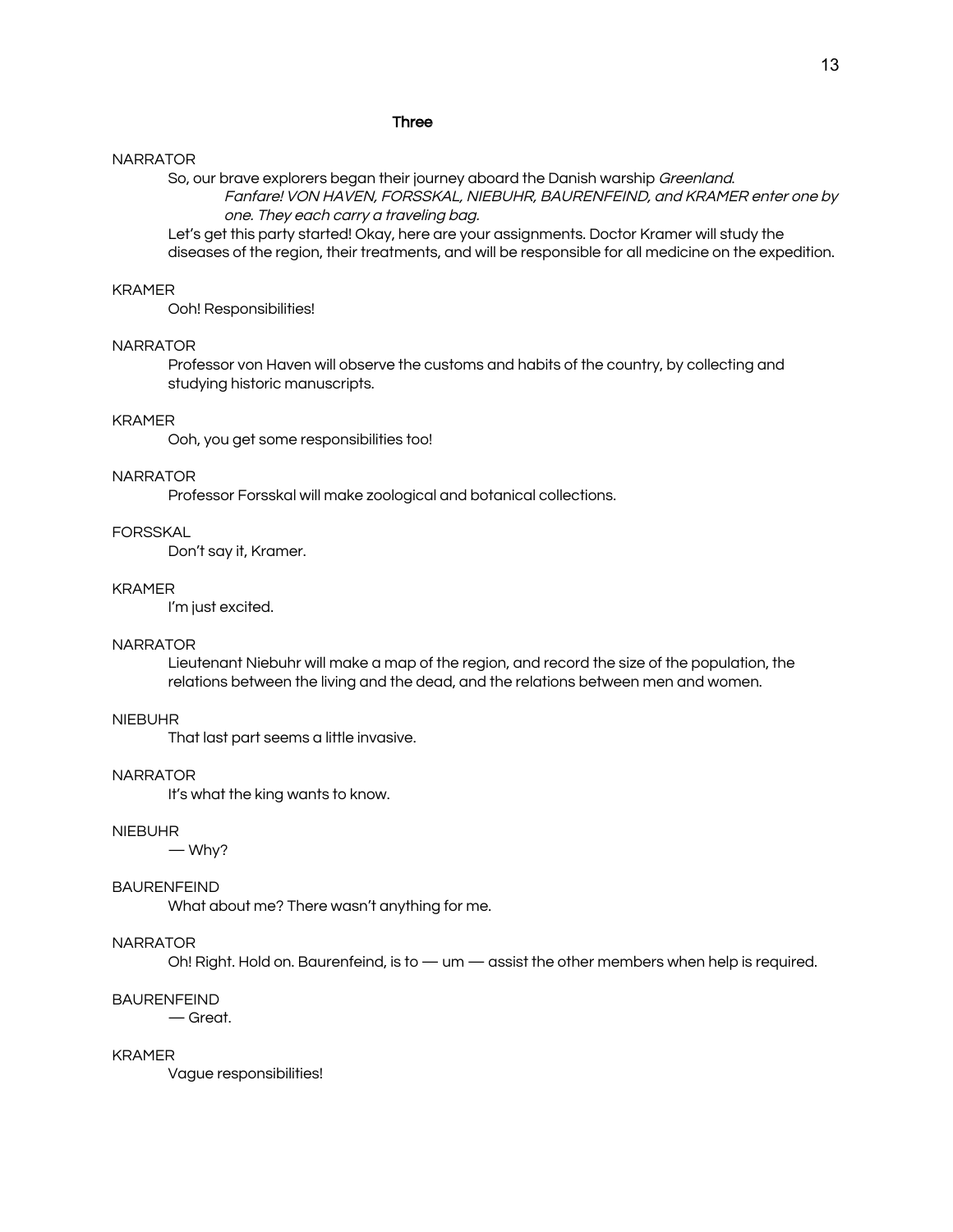## Three

NARRATOR

So, our brave explorers began their journey aboard the Danish warship *Greenland*.

*Fanfare! VON HAVEN, FORSSKAL, NIEBUHR, BAURENFEIND, and KRAMER enter one by one. They each carry a traveling bag.*

Let's get this party started! Okay, here are your assignments. Doctor Kramer will study the diseases of the region, their treatments, and will be responsible for all medicine on the expedition.

KRAMER

Ooh! Responsibilities!

NARRATOR

Professor von Haven will observe the customs and habits of the country, by collecting and studying historic manuscripts.

KRAMER

Ooh, you get some responsibilities too!

NARRATOR

Professor Forsskal will make zoological and botanical collections.

FORSSKAL

Don't say it, Kramer.

KRAMER

I'm just excited.

NARRATOR

Lieutenant Niebuhr will make a map of the region, and record the size of the population, the relations between the living and the dead, and the relations between men and women.

NIEBUHR

That last part seems a little invasive.

NARRATOR

It's what the king wants to know.

NIEBUHR

— Why?

BAURENFEIND

What about me? There wasn't anything for me.

NARRATOR

Oh! Right. Hold on. Baurenfeind, is to — um — assist the other members when help is required.

BAURENFEIND

— Great.

KRAMER

Vague responsibilities!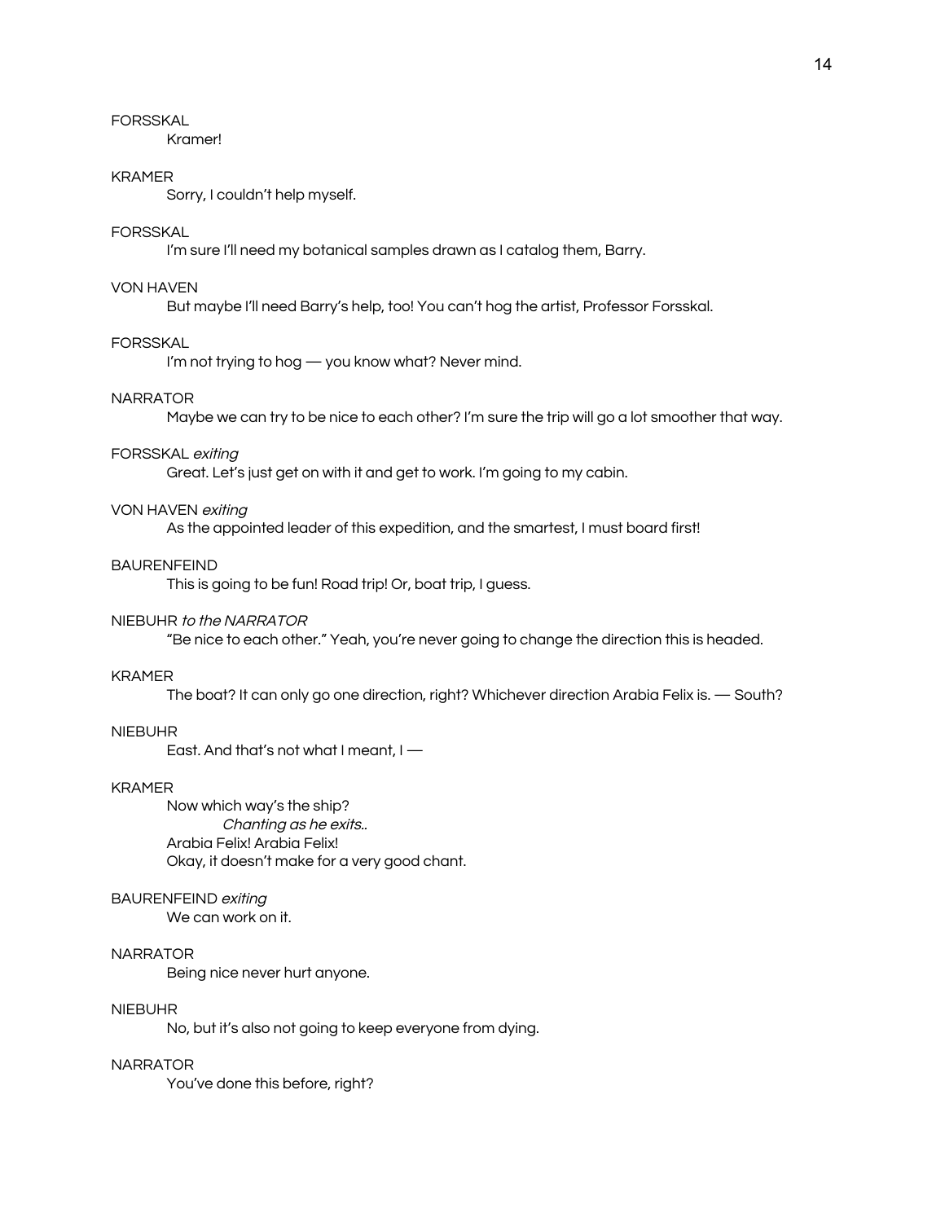FORSSKAL

Kramer!

KRAMER

Sorry, I couldn't help myself.

FORSSKAL

I'm sure I'll need my botanical samples drawn as I catalog them, Barry.

VON HAVEN

But maybe I'll need Barry's help, too! You can't hog the artist, Professor Forsskal.

FORSSKAL

I'm not trying to hog — you know what? Never mind.

NARRATOR

Maybe we can try to be nice to each other? I'm sure the trip will go a lot smoother that way.

FORSSKAL *exiting*

Great. Let's just get on with it and get to work. I'm going to my cabin.

VON HAVEN *exiting*

As the appointed leader of this expedition, and the smartest, I must board first!

BAURENFEIND

This is going to be fun! Road trip! Or, boat trip, I guess.

NIEBUHR *to the NARRATOR*

"Be nice to each other." Yeah, you're never going to change the direction this is headed.

KRAMER

The boat? It can only go one direction, right? Whichever direction Arabia Felix is. — South?

NIEBUHR

East. And that's not what I meant, I —

KRAMER

Now which way's the ship?

*Chanting as he exits..*

Arabia Felix! Arabia Felix!

Okay, it doesn't make for a very good chant.

BAURENFEIND *exiting*

We can work on it.

NARRATOR

Being nice never hurt anyone.

NIEBUHR

No, but it's also not going to keep everyone from dying.

NARRATOR

You've done this before, right?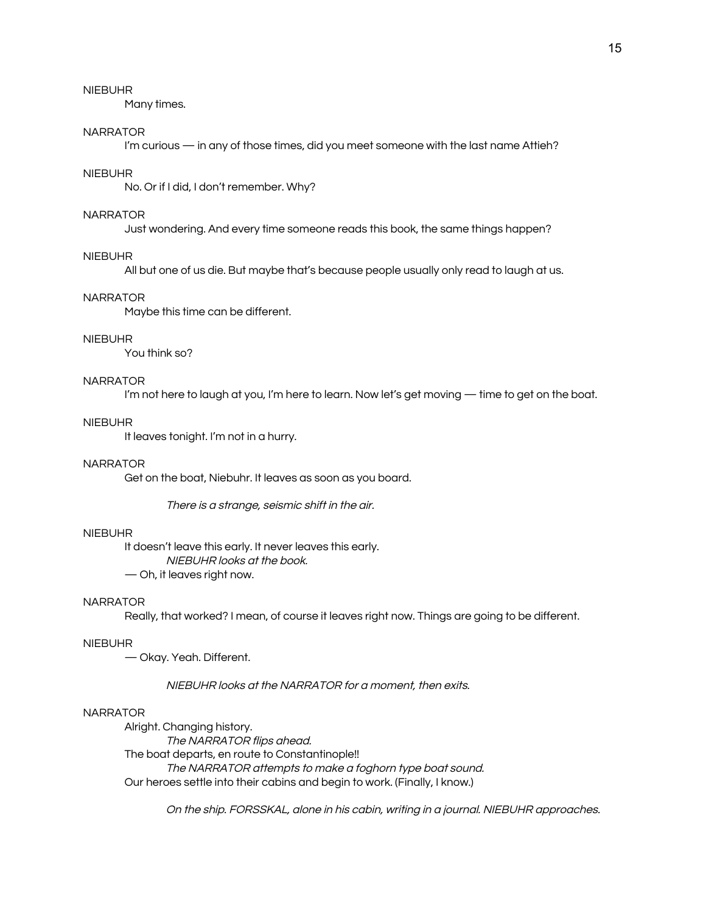NIEBUHR

Many times.

NARRATOR

I'm curious — in any of those times, did you meet someone with the last name Attieh?

NIEBUHR

No. Or if I did, I don't remember. Why?

NARRATOR

Just wondering. And every time someone reads this book, the same things happen?

NIEBUHR

All but one of us die. But maybe that's because people usually only read to laugh at us.

NARRATOR

Maybe this time can be different.

NIEBUHR

You think so?

NARRATOR

I'm not here to laugh at you, I'm here to learn. Now let's get moving — time to get on the boat.

NIEBUHR

It leaves tonight. I'm not in a hurry.

NARRATOR

Get on the boat, Niebuhr. It leaves as soon as you board.

*There is a strange, seismic shift in the air.*

NIEBUHR

It doesn't leave this early. It never leaves this early.

*NIEBUHR looks at the book.*

— Oh, it leaves right now.

NARRATOR

Really, that worked? I mean, of course it leaves right now. Things are going to be different.

NIEBUHR

— Okay. Yeah. Different.

*NIEBUHR looks at the NARRATOR for a moment, then exits.*

NARRATOR

Alright. Changing history.

*The NARRATOR flips ahead.*

The boat departs, en route to Constantinople!!

*The NARRATOR attempts to make a foghorn type boat sound.*

Our heroes settle into their cabins and begin to work. (Finally, I know.)

*On the ship. FORSSKAL, alone in his cabin, writing in a journal. NIEBUHR approaches.*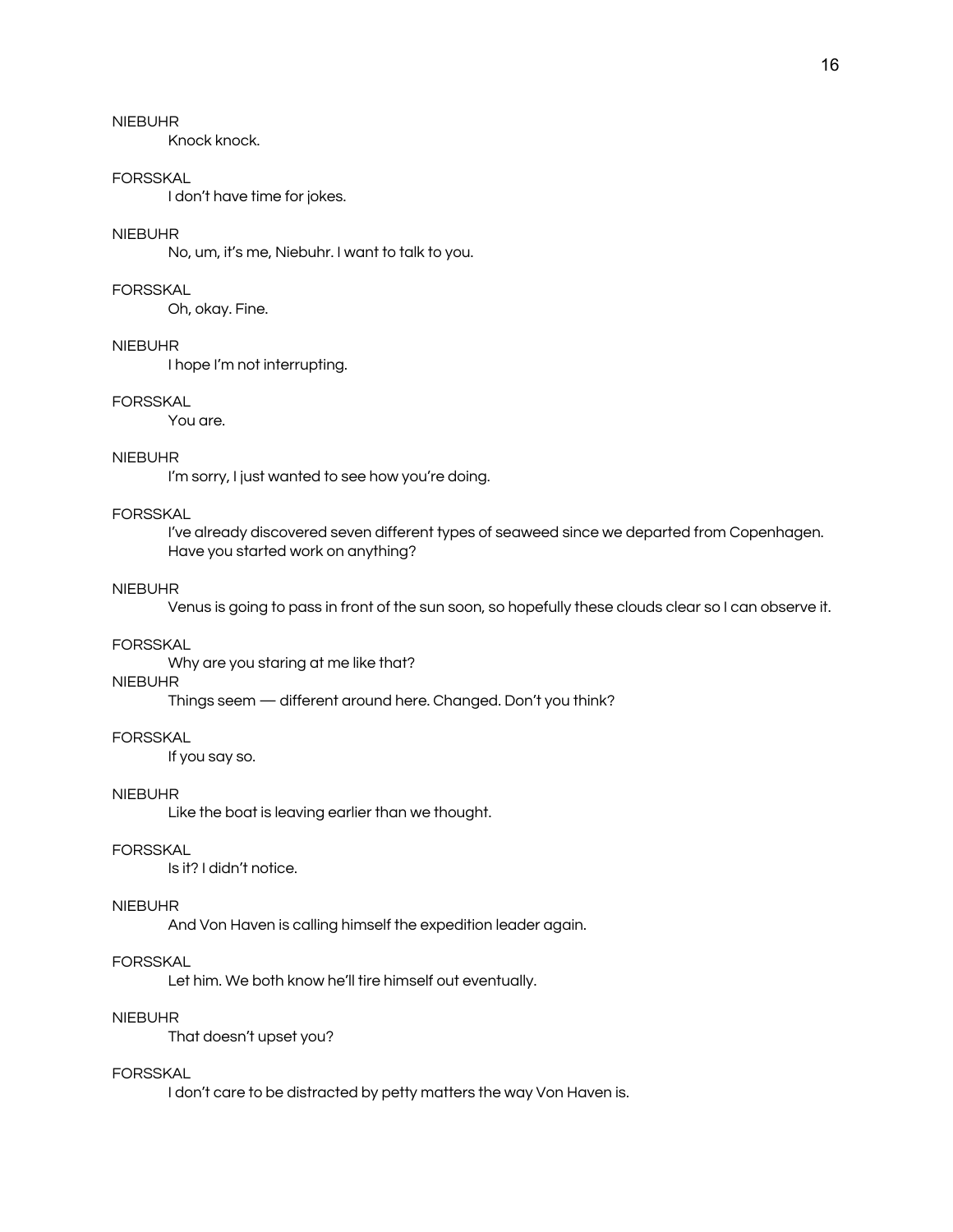NIEBUHR

Knock knock.

FORSSKAL

I don't have time for jokes.

NIEBUHR

No, um, it's me, Niebuhr. I want to talk to you.

FORSSKAL

Oh, okay. Fine.

NIEBUHR

I hope I'm not interrupting.

FORSSKAL

You are.

NIEBUHR

I'm sorry, I just wanted to see how you're doing.

FORSSKAL

I've already discovered seven different types of seaweed since we departed from Copenhagen. Have you started work on anything?

NIEBUHR

Venus is going to pass in front of the sun soon, so hopefully these clouds clear so I can observe it.

FORSSKAL

Why are you staring at me like that?

NIEBUHR

Things seem — different around here. Changed. Don't you think?

FORSSKAL

If you say so.

NIEBUHR

Like the boat is leaving earlier than we thought.

FORSSKAL

Is it? I didn't notice.

NIEBUHR

And Von Haven is calling himself the expedition leader again.

FORSSKAL

Let him. We both know he'll tire himself out eventually.

NIEBUHR

That doesn't upset you?

FORSSKAL

I don't care to be distracted by petty matters the way Von Haven is.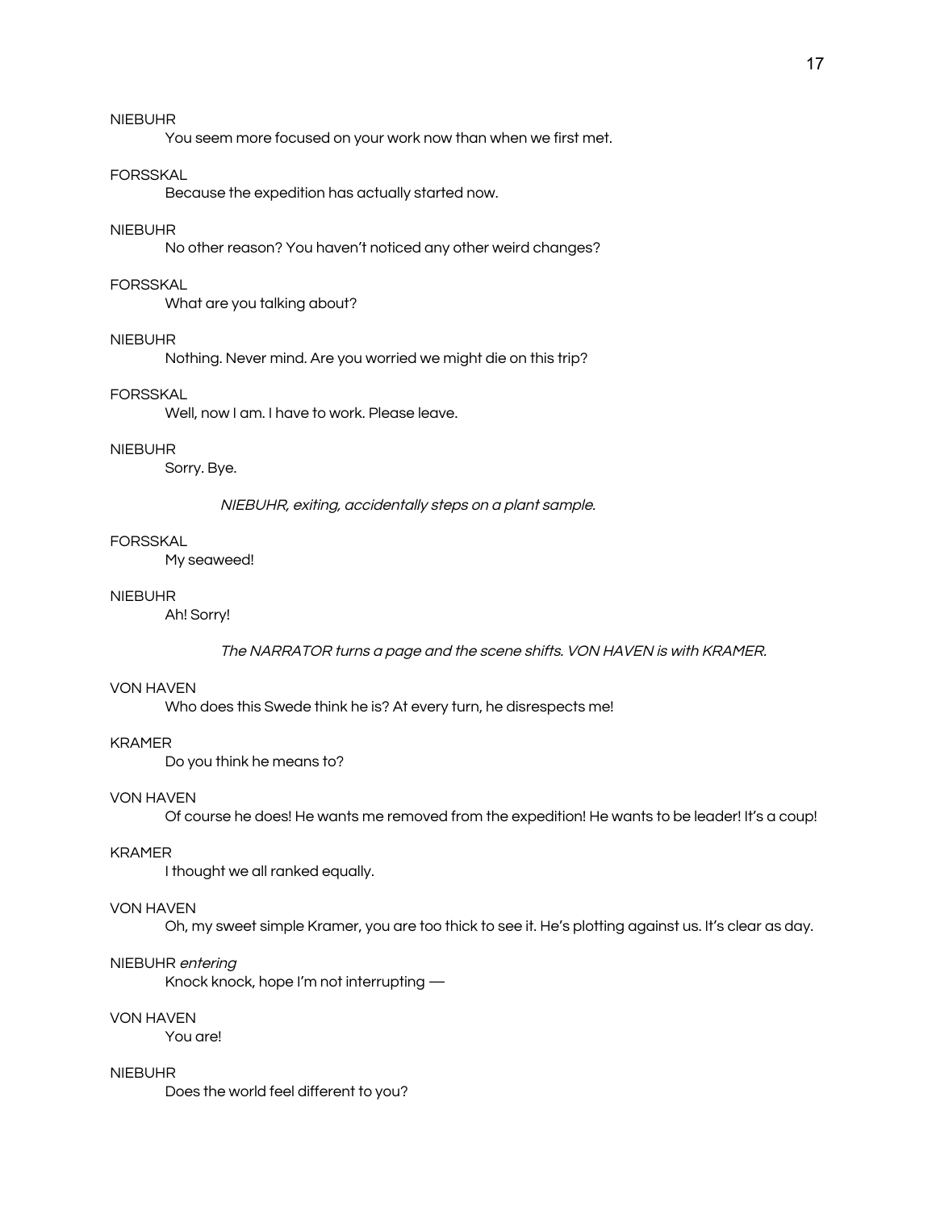NIEBUHR

You seem more focused on your work now than when we first met.

FORSSKAL

Because the expedition has actually started now.

NIEBUHR

No other reason? You haven't noticed any other weird changes?

FORSSKAL

What are you talking about?

NIEBUHR

Nothing. Never mind. Are you worried we might die on this trip?

FORSSKAL

Well, now I am. I have to work. Please leave.

NIEBUHR

Sorry. Bye.

*NIEBUHR, exiting, accidentally steps on a plant sample.*

FORSSKAL

My seaweed!

NIEBUHR

Ah! Sorry!

*The NARRATOR turns a page and the scene shifts. VON HAVEN is with KRAMER.*

VON HAVEN

Who does this Swede think he is? At every turn, he disrespects me!

KRAMER

Do you think he means to?

VON HAVEN

Of course he does! He wants me removed from the expedition! He wants to be leader! It's a coup!

KRAMER

I thought we all ranked equally.

VON HAVEN

Oh, my sweet simple Kramer, you are too thick to see it. He's plotting against us. It's clear as day.

NIEBUHR *entering*

Knock knock, hope I'm not interrupting —

VON HAVEN

You are!

NIEBUHR

Does the world feel different to you?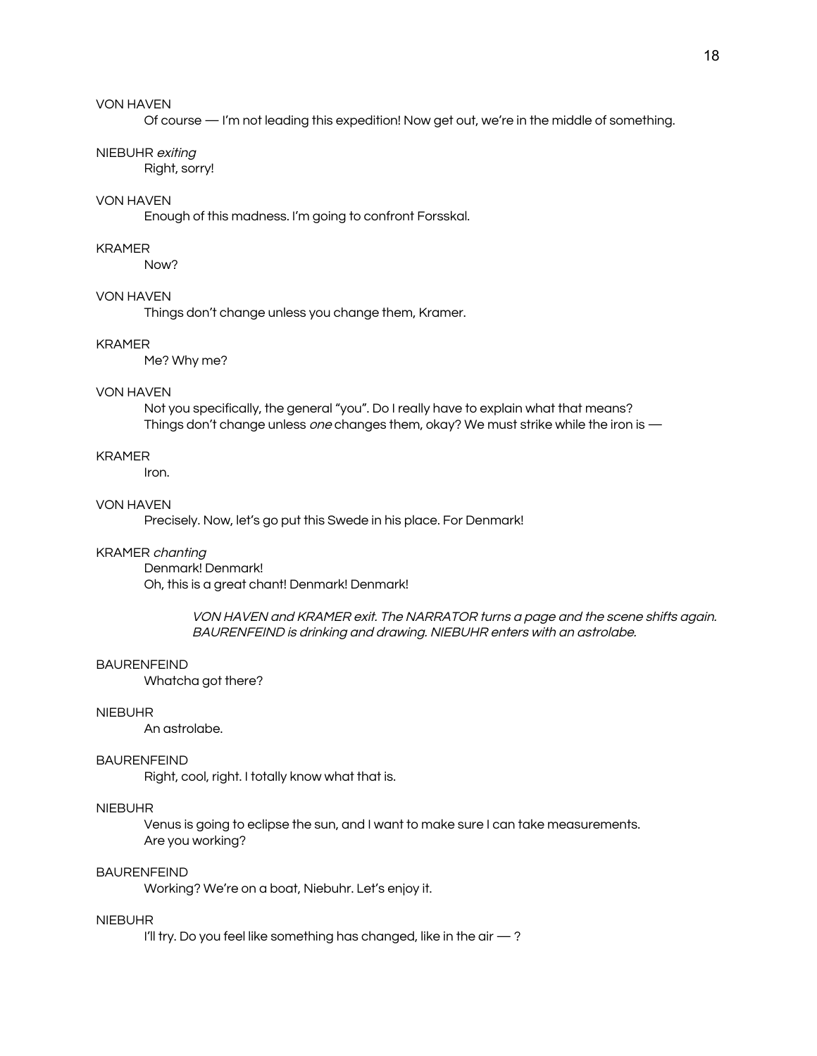VON HAVEN

Of course — I'm not leading this expedition! Now get out, we're in the middle of something.

NIEBUHR *exiting*

Right, sorry!

VON HAVEN

Enough of this madness. I'm going to confront Forsskal.

KRAMER

Now?

VON HAVEN

Things don't change unless you change them, Kramer.

KRAMER

Me? Why me?

VON HAVEN

Not you specifically, the general "you". Do I really have to explain what that means? Things don't change unless *one* changes them, okay? We must strike while the iron is —

KRAMER

Iron.

VON HAVEN

Precisely. Now, let's go put this Swede in his place. For Denmark!

KRAMER *chanting*

Denmark! Denmark!
Oh, this is a great chant! Denmark! Denmark!

*VON HAVEN and KRAMER exit. The NARRATOR turns a page and the scene shifts again. BAURENFEIND is drinking and drawing. NIEBUHR enters with an astrolabe.*

BAURENFEIND

Whatcha got there?

NIEBUHR

An astrolabe.

BAURENFEIND

Right, cool, right. I totally know what that is.

NIEBUHR

Venus is going to eclipse the sun, and I want to make sure I can take measurements. Are you working?

BAURENFEIND

Working? We're on a boat, Niebuhr. Let's enjoy it.

NIEBUHR

I'll try. Do you feel like something has changed, like in the air — ?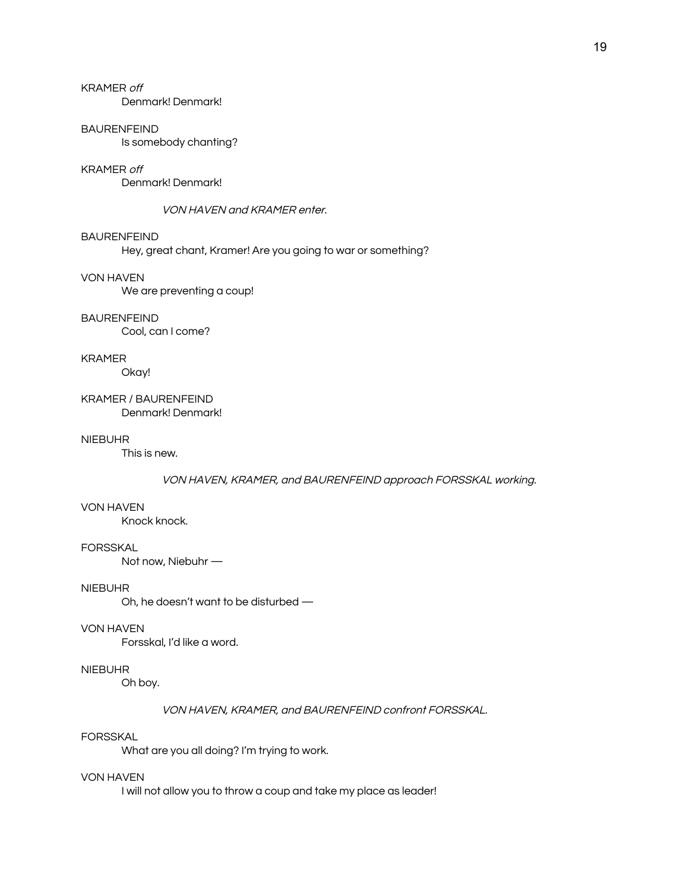KRAMER *off*

Denmark! Denmark!

BAURENFEIND

Is somebody chanting?

KRAMER *off*

Denmark! Denmark!

*VON HAVEN and KRAMER enter.*

BAURENFEIND

Hey, great chant, Kramer! Are you going to war or something?

VON HAVEN

We are preventing a coup!

BAURENFEIND

Cool, can I come?

KRAMER

Okay!

KRAMER / BAURENFEIND

Denmark! Denmark!

NIEBUHR

This is new.

*VON HAVEN, KRAMER, and BAURENFEIND approach FORSSKAL working.*

VON HAVEN

Knock knock.

FORSSKAL

Not now, Niebuhr —

NIEBUHR

Oh, he doesn't want to be disturbed —

VON HAVEN

Forsskal, I'd like a word.

NIEBUHR

Oh boy.

*VON HAVEN, KRAMER, and BAURENFEIND confront FORSSKAL.*

FORSSKAL

What are you all doing? I'm trying to work.

VON HAVEN

I will not allow you to throw a coup and take my place as leader!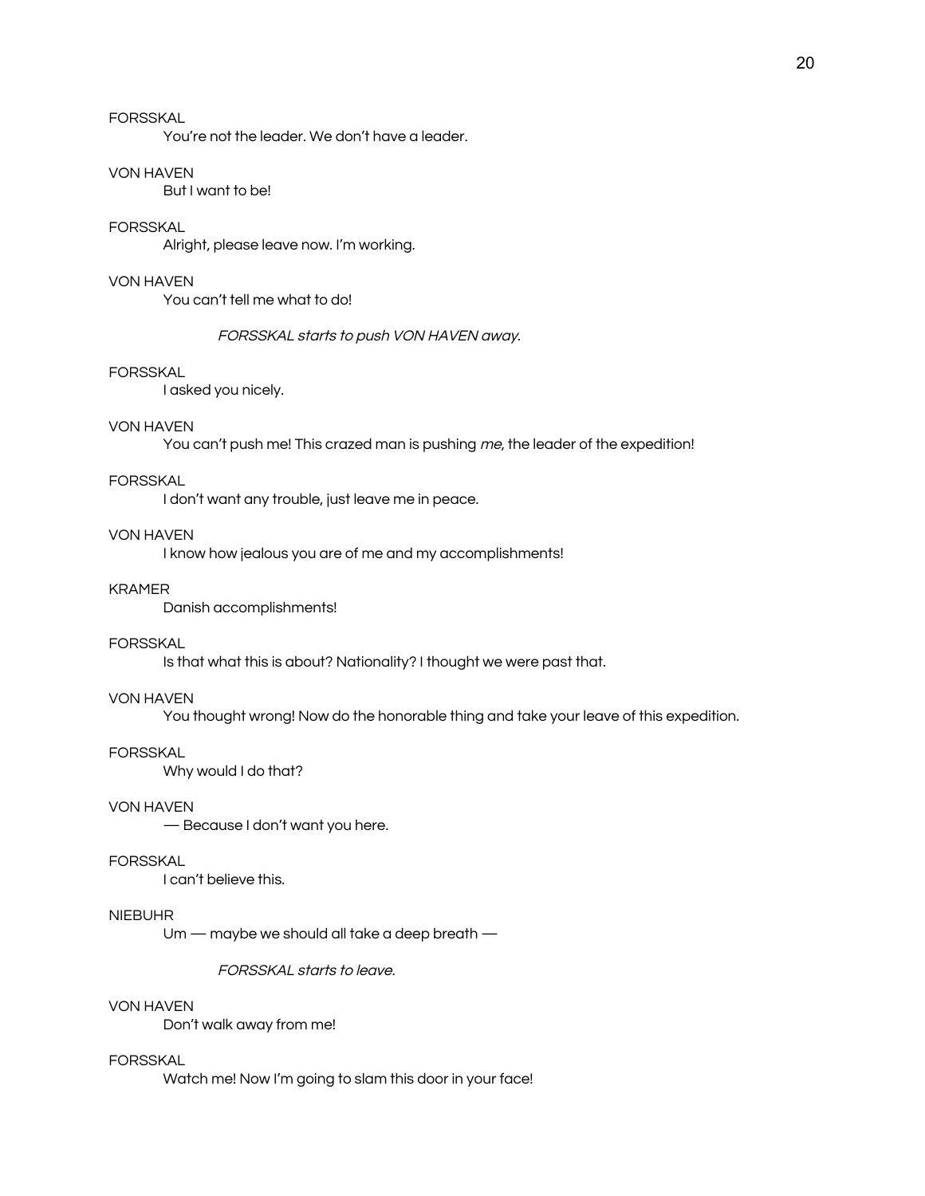FORSSKAL

You're not the leader. We don't have a leader.

VON HAVEN

But I want to be!

FORSSKAL

Alright, please leave now. I'm working.

VON HAVEN

You can't tell me what to do!

*FORSSKAL starts to push VON HAVEN away.*

FORSSKAL

I asked you nicely.

VON HAVEN

You can't push me! This crazed man is pushing *me*, the leader of the expedition!

FORSSKAL

I don't want any trouble, just leave me in peace.

VON HAVEN

I know how jealous you are of me and my accomplishments!

KRAMER

Danish accomplishments!

FORSSKAL

Is that what this is about? Nationality? I thought we were past that.

VON HAVEN

You thought wrong! Now do the honorable thing and take your leave of this expedition.

FORSSKAL

Why would I do that?

VON HAVEN

— Because I don't want you here.

FORSSKAL

I can't believe this.

NIEBUHR

Um — maybe we should all take a deep breath —

*FORSSKAL starts to leave.*

VON HAVEN

Don't walk away from me!

FORSSKAL

Watch me! Now I'm going to slam this door in your face!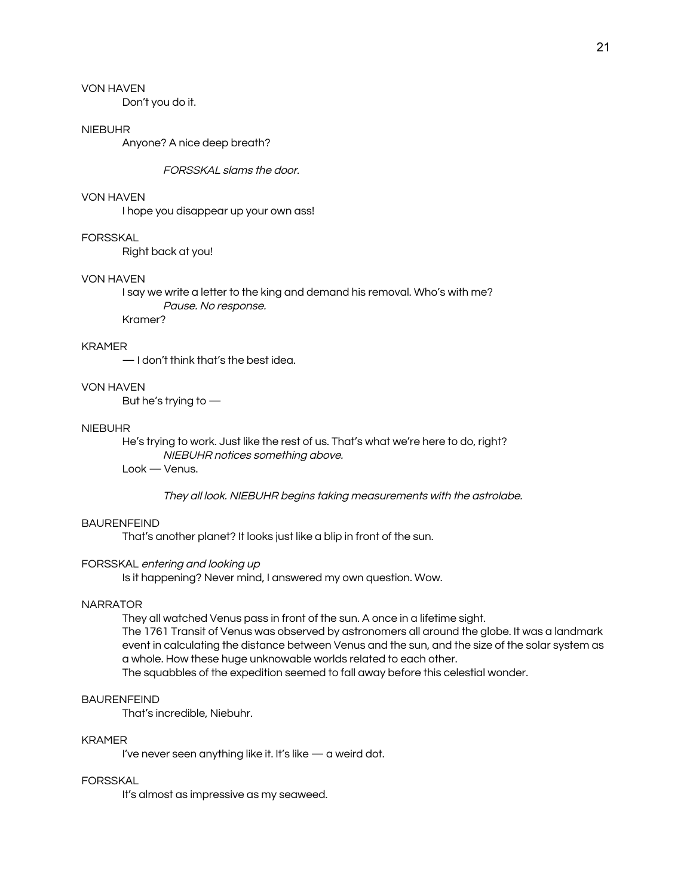VON HAVEN

Don't you do it.

NIEBUHR

Anyone? A nice deep breath?

*FORSSKAL slams the door.*

VON HAVEN

I hope you disappear up your own ass!

FORSSKAL

Right back at you!

VON HAVEN

I say we write a letter to the king and demand his removal. Who's with me?

*Pause. No response.*

Kramer?

KRAMER

— I don't think that's the best idea.

VON HAVEN

But he's trying to —

NIEBUHR

He's trying to work. Just like the rest of us. That's what we're here to do, right?

*NIEBUHR notices something above.*

Look — Venus.

*They all look. NIEBUHR begins taking measurements with the astrolabe.*

BAURENFEIND

That's another planet? It looks just like a blip in front of the sun.

FORSSKAL *entering and looking up*

Is it happening? Never mind, I answered my own question. Wow.

NARRATOR

They all watched Venus pass in front of the sun. A once in a lifetime sight.

The 1761 Transit of Venus was observed by astronomers all around the globe. It was a landmark event in calculating the distance between Venus and the sun, and the size of the solar system as a whole. How these huge unknowable worlds related to each other.

The squabbles of the expedition seemed to fall away before this celestial wonder.

BAURENFEIND

That's incredible, Niebuhr.

KRAMER

I've never seen anything like it. It's like — a weird dot.

FORSSKAL

It's almost as impressive as my seaweed.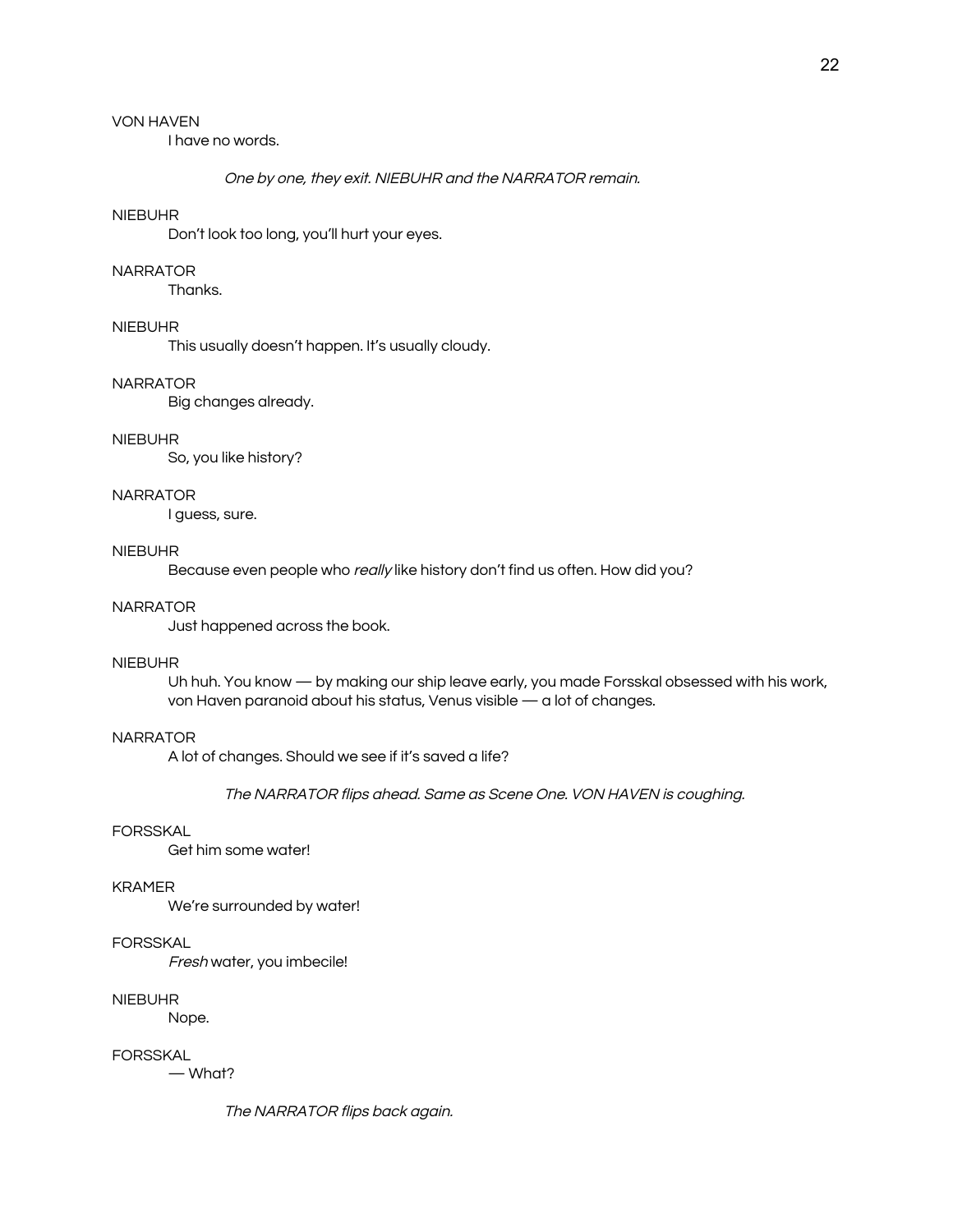VON HAVEN

I have no words.

*One by one, they exit. NIEBUHR and the NARRATOR remain.*

NIEBUHR

Don't look too long, you'll hurt your eyes.

NARRATOR

Thanks.

NIEBUHR

This usually doesn't happen. It's usually cloudy.

NARRATOR

Big changes already.

NIEBUHR

So, you like history?

NARRATOR

I guess, sure.

NIEBUHR

Because even people who *really* like history don't find us often. How did you?

NARRATOR

Just happened across the book.

NIEBUHR

Uh huh. You know — by making our ship leave early, you made Forsskal obsessed with his work, von Haven paranoid about his status, Venus visible — a lot of changes.

NARRATOR

A lot of changes. Should we see if it's saved a life?

*The NARRATOR flips ahead. Same as Scene One. VON HAVEN is coughing.*

FORSSKAL

Get him some water!

KRAMER

We're surrounded by water!

FORSSKAL

*Fresh* water, you imbecile!

NIEBUHR

Nope.

FORSSKAL

— What?

*The NARRATOR flips back again.*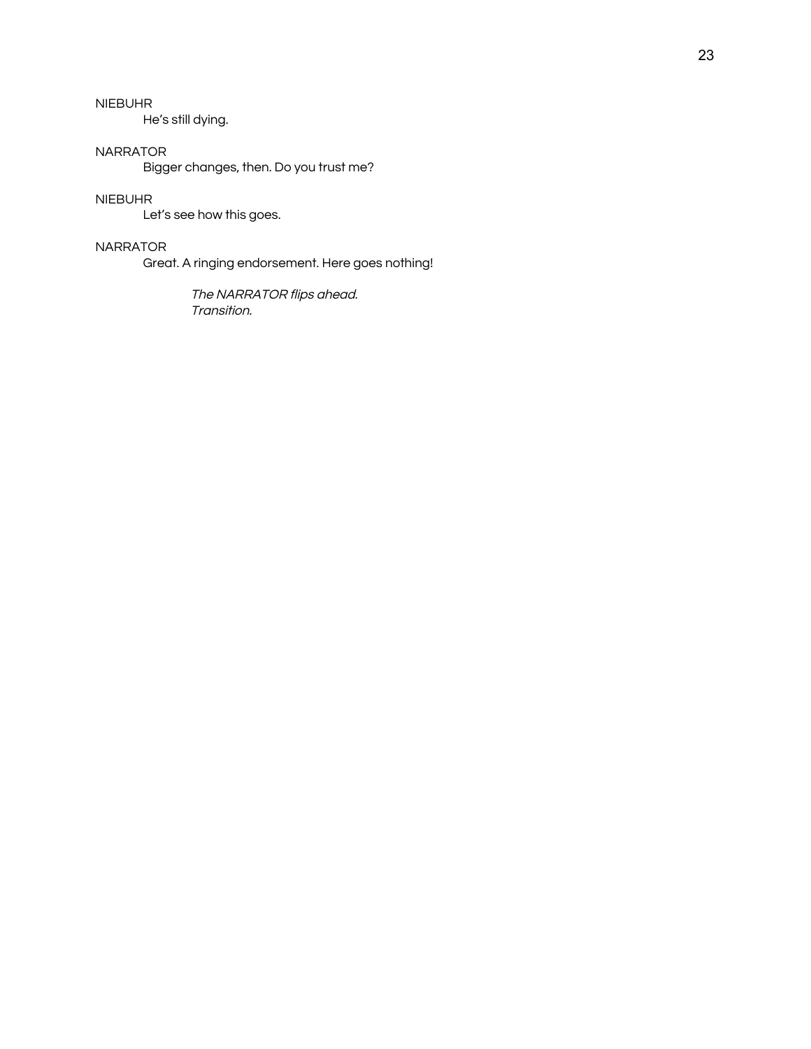NIEBUHR

He's still dying.

NARRATOR

Bigger changes, then. Do you trust me?

NIEBUHR

Let's see how this goes.

NARRATOR

Great. A ringing endorsement. Here goes nothing!

*The NARRATOR flips ahead.*
*Transition.*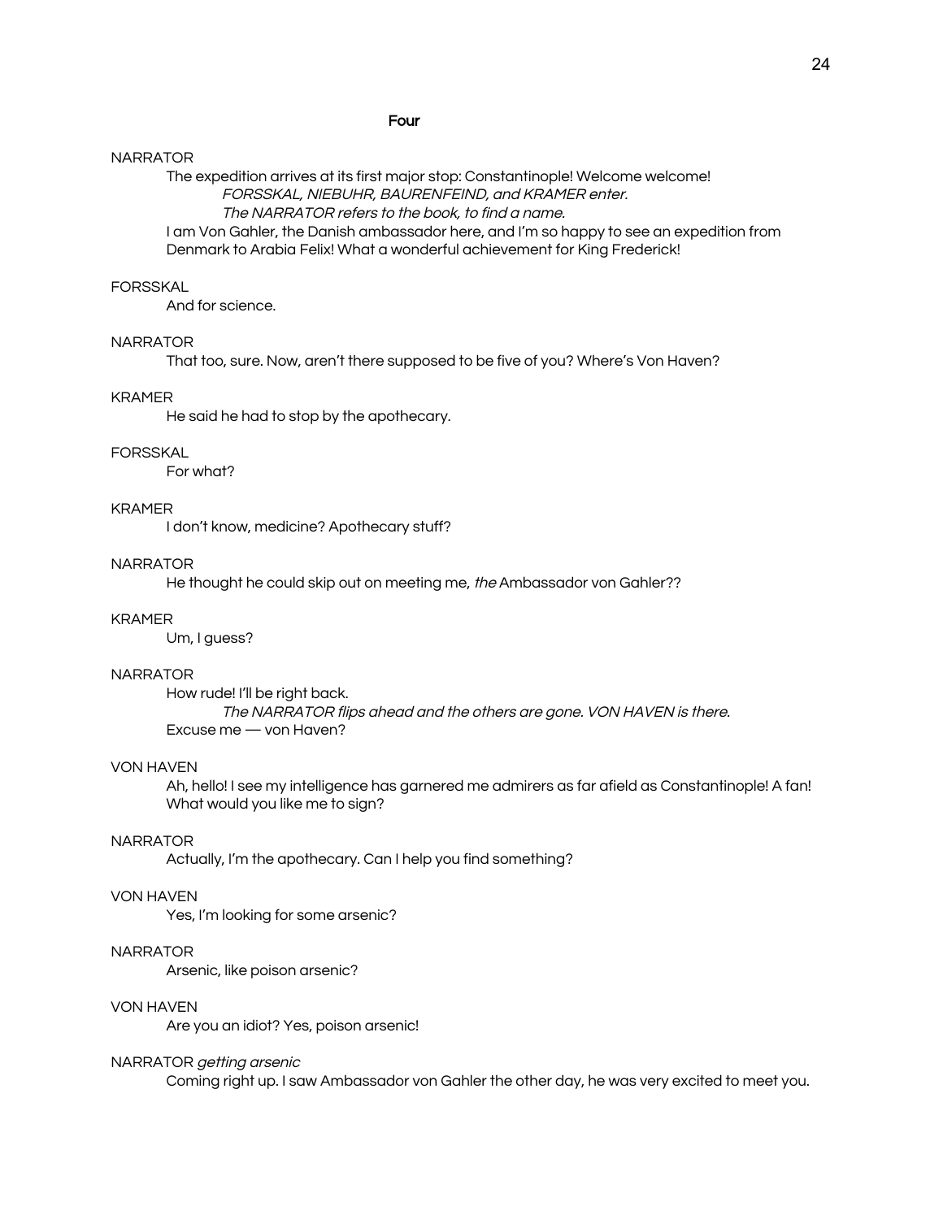## Four

NARRATOR

The expedition arrives at its first major stop: Constantinople! Welcome welcome!

*FORSSKAL, NIEBUHR, BAURENFEIND, and KRAMER enter.*

*The NARRATOR refers to the book, to find a name.*

I am Von Gahler, the Danish ambassador here, and I'm so happy to see an expedition from Denmark to Arabia Felix! What a wonderful achievement for King Frederick!

FORSSKAL

And for science.

NARRATOR

That too, sure. Now, aren't there supposed to be five of you? Where's Von Haven?

KRAMER

He said he had to stop by the apothecary.

FORSSKAL

For what?

KRAMER

I don't know, medicine? Apothecary stuff?

NARRATOR

He thought he could skip out on meeting me, *the* Ambassador von Gahler??

KRAMER

Um, I guess?

NARRATOR

How rude! I'll be right back.

*The NARRATOR flips ahead and the others are gone. VON HAVEN is there.*

Excuse me — von Haven?

VON HAVEN

Ah, hello! I see my intelligence has garnered me admirers as far afield as Constantinople! A fan! What would you like me to sign?

NARRATOR

Actually, I'm the apothecary. Can I help you find something?

VON HAVEN

Yes, I'm looking for some arsenic?

NARRATOR

Arsenic, like poison arsenic?

VON HAVEN

Are you an idiot? Yes, poison arsenic!

NARRATOR *getting arsenic*

Coming right up. I saw Ambassador von Gahler the other day, he was very excited to meet you.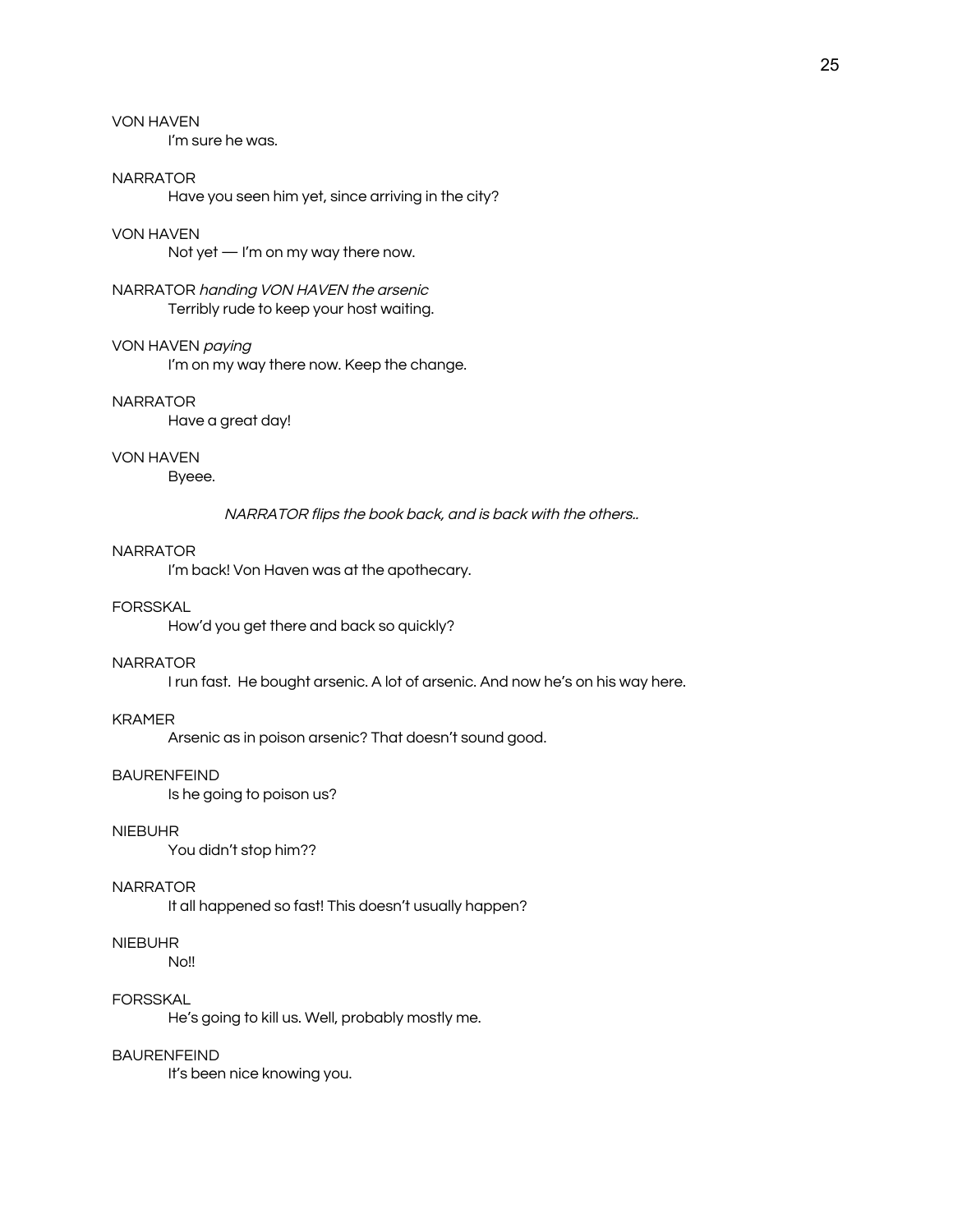VON HAVEN

I'm sure he was.

NARRATOR

Have you seen him yet, since arriving in the city?

VON HAVEN

Not yet — I'm on my way there now.

NARRATOR *handing VON HAVEN the arsenic*

Terribly rude to keep your host waiting.

VON HAVEN *paying*

I'm on my way there now. Keep the change.

NARRATOR

Have a great day!

VON HAVEN

Byeee.

*NARRATOR flips the book back, and is back with the others..*

NARRATOR

I'm back! Von Haven was at the apothecary.

FORSSKAL

How'd you get there and back so quickly?

NARRATOR

I run fast. He bought arsenic. A lot of arsenic. And now he's on his way here.

KRAMER

Arsenic as in poison arsenic? That doesn't sound good.

BAURENFEIND

Is he going to poison us?

NIEBUHR

You didn't stop him??

NARRATOR

It all happened so fast! This doesn't usually happen?

NIEBUHR

No!!

FORSSKAL

He's going to kill us. Well, probably mostly me.

BAURENFEIND

It's been nice knowing you.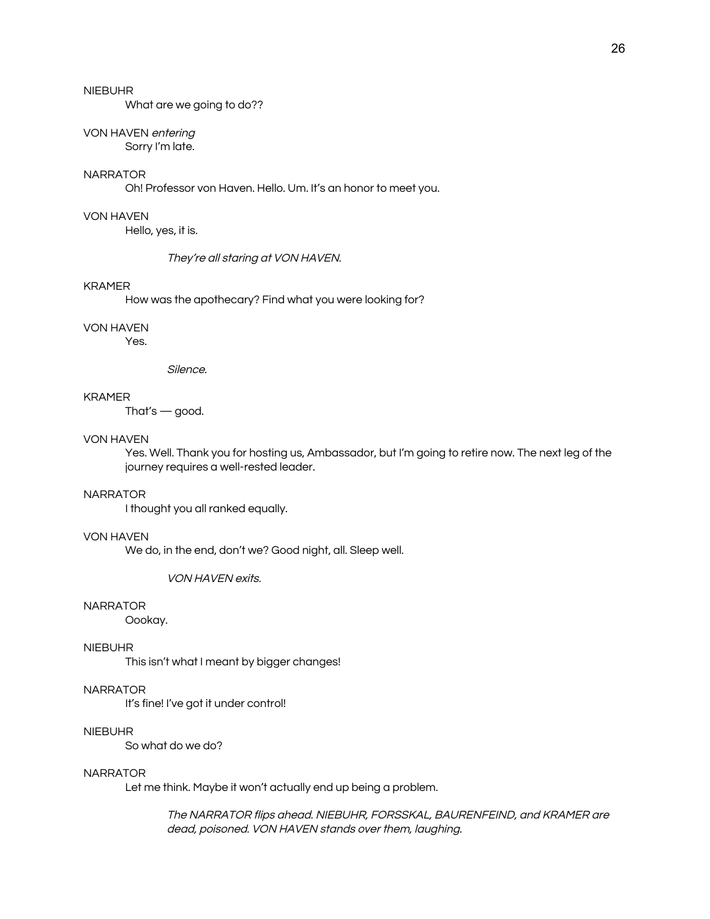NIEBUHR

What are we going to do??

VON HAVEN *entering*

Sorry I'm late.

NARRATOR

Oh! Professor von Haven. Hello. Um. It's an honor to meet you.

VON HAVEN

Hello, yes, it is.

*They're all staring at VON HAVEN.*

KRAMER

How was the apothecary? Find what you were looking for?

VON HAVEN

Yes.

*Silence.*

KRAMER

That's — good.

VON HAVEN

Yes. Well. Thank you for hosting us, Ambassador, but I'm going to retire now. The next leg of the journey requires a well-rested leader.

NARRATOR

I thought you all ranked equally.

VON HAVEN

We do, in the end, don't we? Good night, all. Sleep well.

*VON HAVEN exits.*

NARRATOR

Oookay.

NIEBUHR

This isn't what I meant by bigger changes!

NARRATOR

It's fine! I've got it under control!

NIEBUHR

So what do we do?

NARRATOR

Let me think. Maybe it won't actually end up being a problem.

*The NARRATOR flips ahead. NIEBUHR, FORSSKAL, BAURENFEIND, and KRAMER are dead, poisoned. VON HAVEN stands over them, laughing.*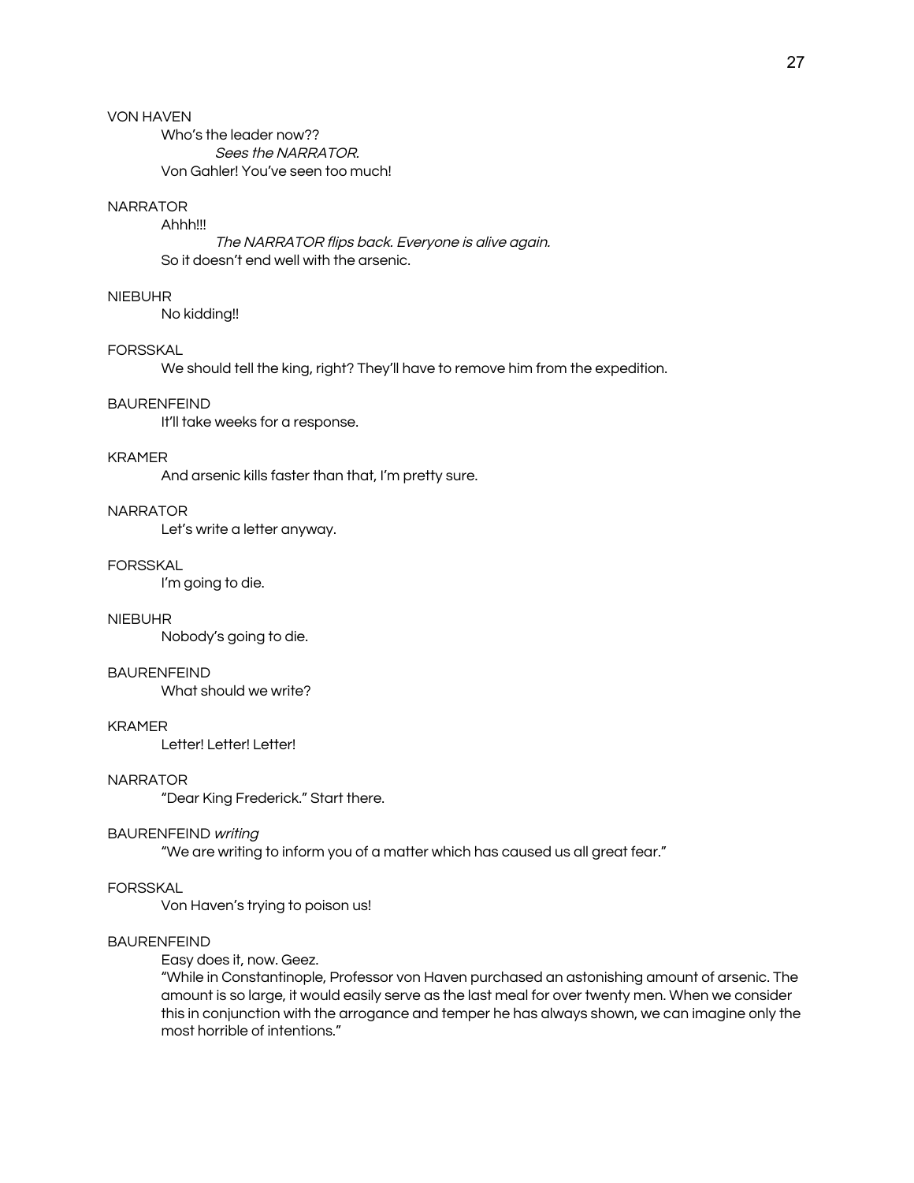VON HAVEN

Who's the leader now??

*Sees the NARRATOR.*

Von Gahler! You've seen too much!

NARRATOR

Ahhh!!!

*The NARRATOR flips back. Everyone is alive again.*

So it doesn't end well with the arsenic.

NIEBUHR

No kidding!!

FORSSKAL

We should tell the king, right? They'll have to remove him from the expedition.

BAURENFEIND

It'll take weeks for a response.

KRAMER

And arsenic kills faster than that, I'm pretty sure.

NARRATOR

Let's write a letter anyway.

FORSSKAL

I'm going to die.

NIEBUHR

Nobody's going to die.

BAURENFEIND

What should we write?

KRAMER

Letter! Letter! Letter!

NARRATOR

"Dear King Frederick." Start there.

BAURENFEIND *writing*

"We are writing to inform you of a matter which has caused us all great fear."

FORSSKAL

Von Haven's trying to poison us!

BAURENFEIND

Easy does it, now. Geez.

"While in Constantinople, Professor von Haven purchased an astonishing amount of arsenic. The amount is so large, it would easily serve as the last meal for over twenty men. When we consider this in conjunction with the arrogance and temper he has always shown, we can imagine only the most horrible of intentions."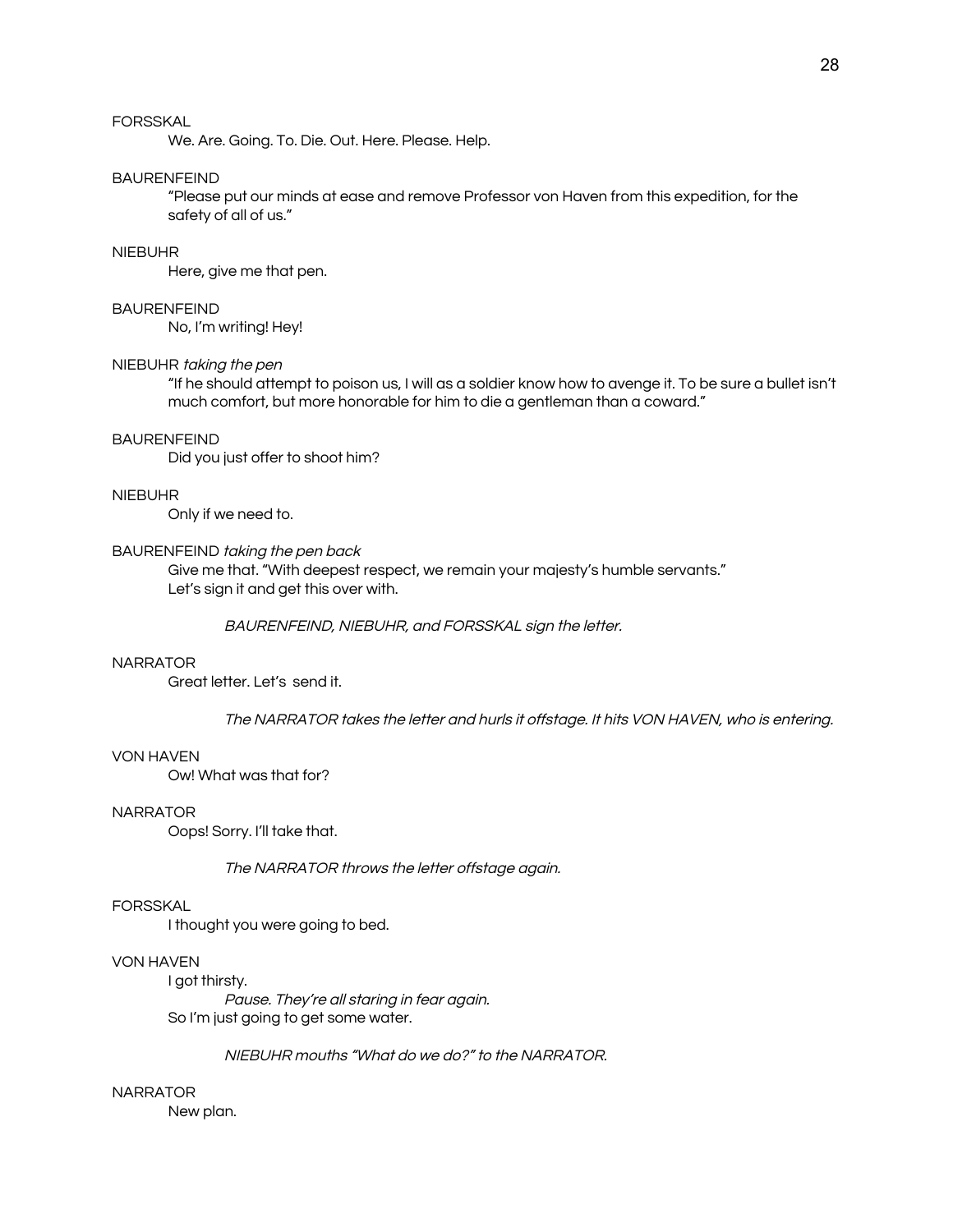FORSSKAL

We. Are. Going. To. Die. Out. Here. Please. Help.

BAURENFEIND

"Please put our minds at ease and remove Professor von Haven from this expedition, for the safety of all of us."

NIEBUHR

Here, give me that pen.

BAURENFEIND

No, I'm writing! Hey!

NIEBUHR *taking the pen*

"If he should attempt to poison us, I will as a soldier know how to avenge it. To be sure a bullet isn't much comfort, but more honorable for him to die a gentleman than a coward."

BAURENFEIND

Did you just offer to shoot him?

NIEBUHR

Only if we need to.

BAURENFEIND *taking the pen back*

Give me that. "With deepest respect, we remain your majesty's humble servants."
Let's sign it and get this over with.

*BAURENFEIND, NIEBUHR, and FORSSKAL sign the letter.*

NARRATOR

Great letter. Let's send it.

*The NARRATOR takes the letter and hurls it offstage. It hits VON HAVEN, who is entering.*

VON HAVEN

Ow! What was that for?

NARRATOR

Oops! Sorry. I'll take that.

*The NARRATOR throws the letter offstage again.*

FORSSKAL

I thought you were going to bed.

VON HAVEN

I got thirsty.

*Pause. They're all staring in fear again.*

So I'm just going to get some water.

*NIEBUHR mouths "What do we do?" to the NARRATOR.*

NARRATOR

New plan.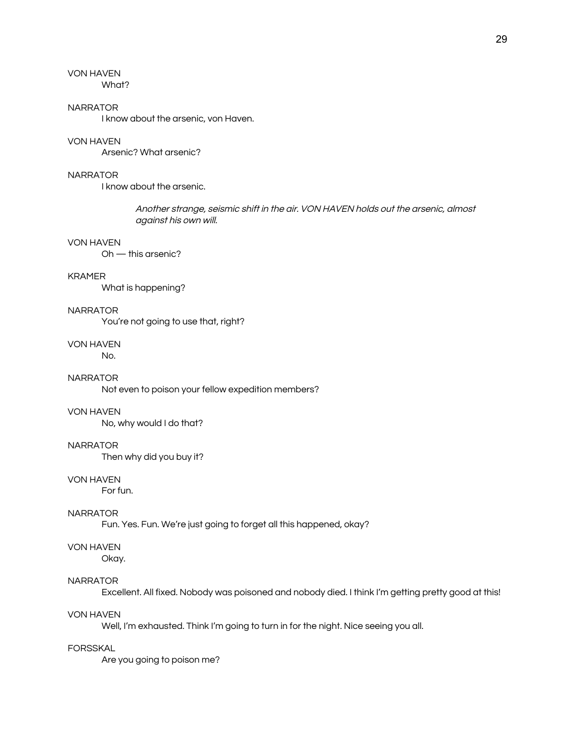VON HAVEN

What?

NARRATOR

I know about the arsenic, von Haven.

VON HAVEN

Arsenic? What arsenic?

NARRATOR

I know about the arsenic.

*Another strange, seismic shift in the air. VON HAVEN holds out the arsenic, almost against his own will.*

VON HAVEN

Oh — this arsenic?

KRAMER

What is happening?

NARRATOR

You're not going to use that, right?

VON HAVEN

No.

NARRATOR

Not even to poison your fellow expedition members?

VON HAVEN

No, why would I do that?

NARRATOR

Then why did you buy it?

VON HAVEN

For fun.

NARRATOR

Fun. Yes. Fun. We're just going to forget all this happened, okay?

VON HAVEN

Okay.

NARRATOR

Excellent. All fixed. Nobody was poisoned and nobody died. I think I'm getting pretty good at this!

VON HAVEN

Well, I'm exhausted. Think I'm going to turn in for the night. Nice seeing you all.

FORSSKAL

Are you going to poison me?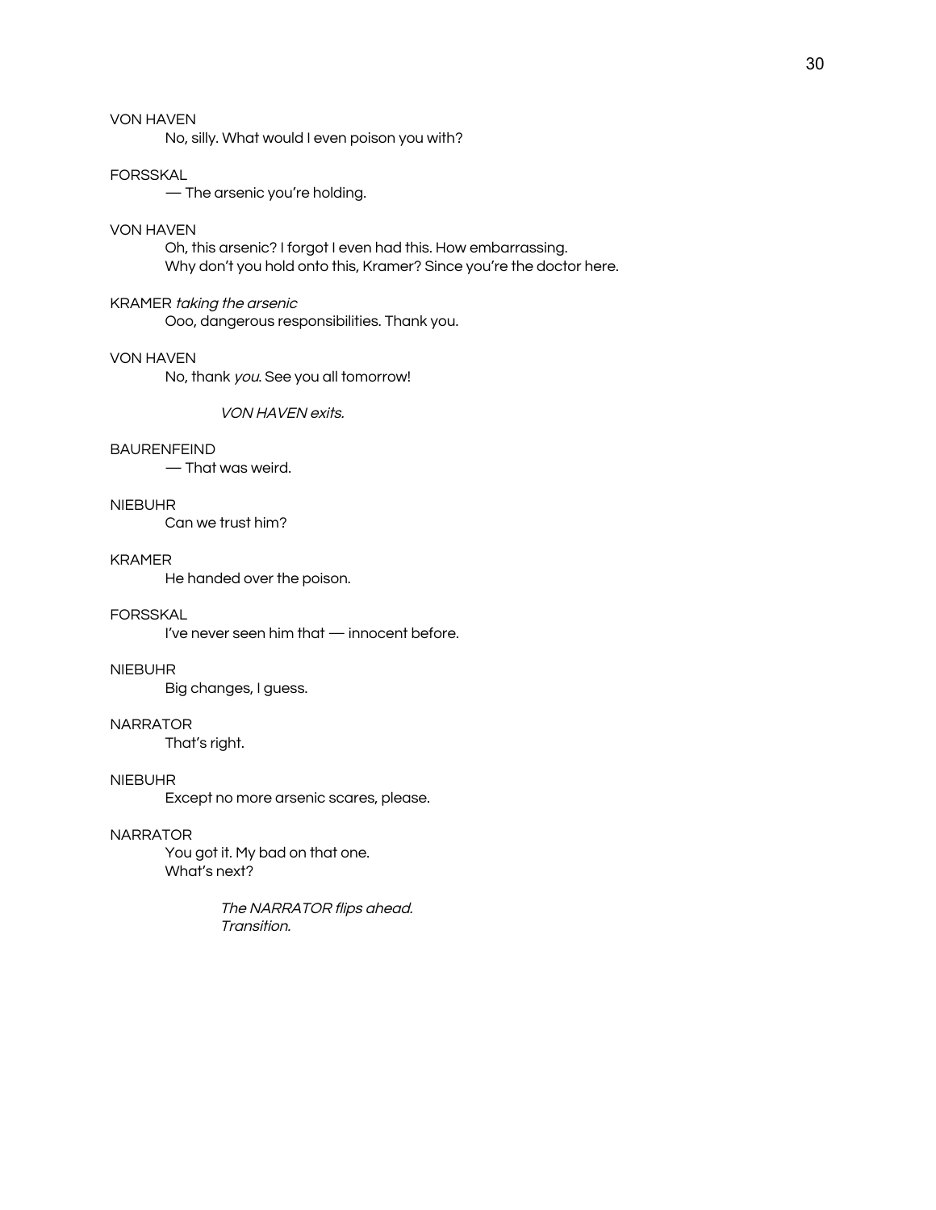VON HAVEN

No, silly. What would I even poison you with?

FORSSKAL

— The arsenic you're holding.

VON HAVEN

Oh, this arsenic? I forgot I even had this. How embarrassing.
Why don't you hold onto this, Kramer? Since you're the doctor here.

KRAMER *taking the arsenic*

Ooo, dangerous responsibilities. Thank you.

VON HAVEN

No, thank *you*. See you all tomorrow!

*VON HAVEN exits.*

BAURENFEIND

— That was weird.

NIEBUHR

Can we trust him?

KRAMER

He handed over the poison.

FORSSKAL

I've never seen him that — innocent before.

NIEBUHR

Big changes, I guess.

NARRATOR

That's right.

NIEBUHR

Except no more arsenic scares, please.

NARRATOR

You got it. My bad on that one.
What's next?

*The NARRATOR flips ahead.*
*Transition.*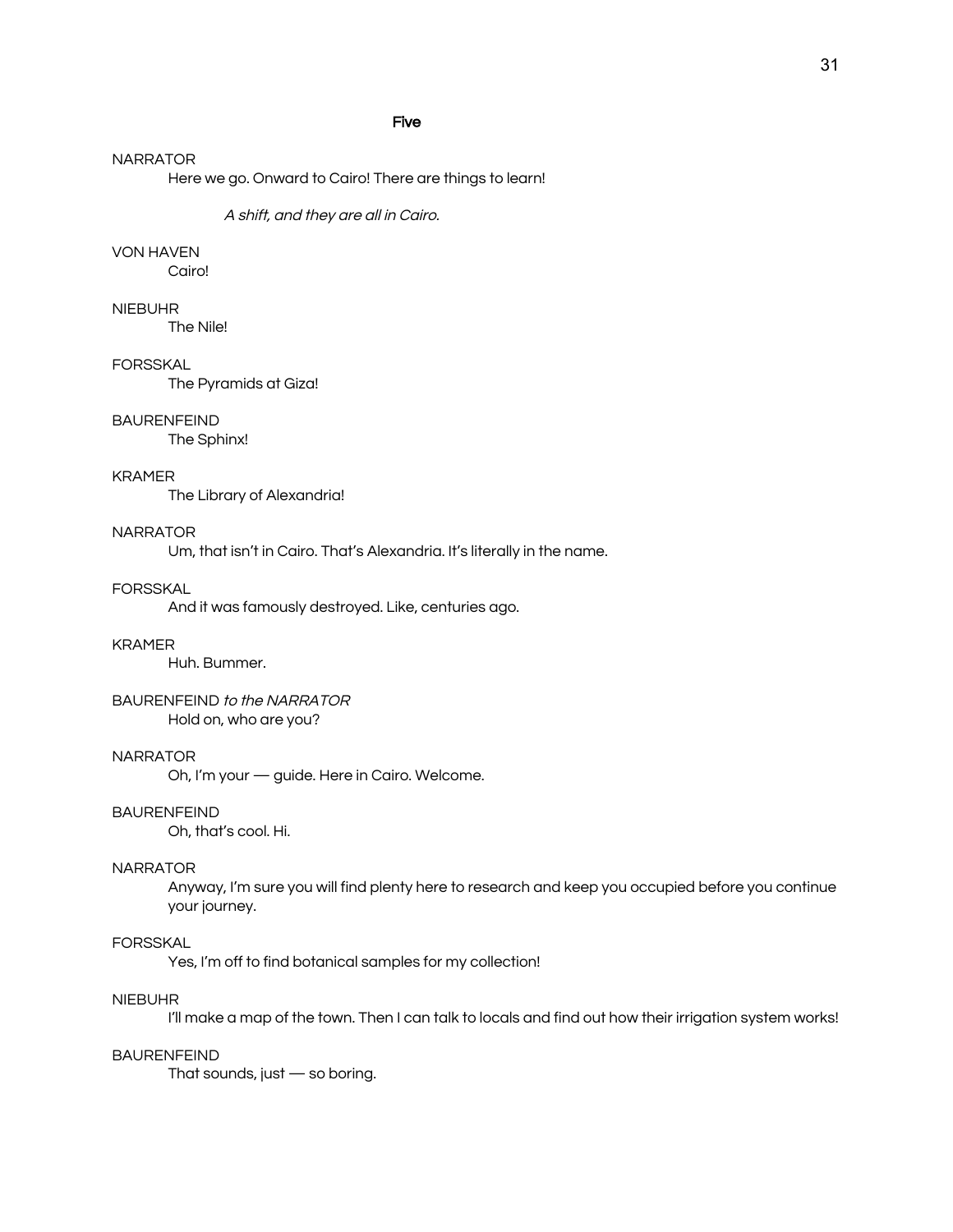## Five

NARRATOR

Here we go. Onward to Cairo! There are things to learn!

*A shift, and they are all in Cairo.*

VON HAVEN

Cairo!

NIEBUHR

The Nile!

FORSSKAL

The Pyramids at Giza!

BAURENFEIND

The Sphinx!

KRAMER

The Library of Alexandria!

NARRATOR

Um, that isn't in Cairo. That's Alexandria. It's literally in the name.

FORSSKAL

And it was famously destroyed. Like, centuries ago.

KRAMER

Huh. Bummer.

BAURENFEIND *to the NARRATOR*

Hold on, who are you?

NARRATOR

Oh, I'm your — guide. Here in Cairo. Welcome.

BAURENFEIND

Oh, that's cool. Hi.

NARRATOR

Anyway, I'm sure you will find plenty here to research and keep you occupied before you continue your journey.

FORSSKAL

Yes, I'm off to find botanical samples for my collection!

NIEBUHR

I'll make a map of the town. Then I can talk to locals and find out how their irrigation system works!

BAURENFEIND

That sounds, just — so boring.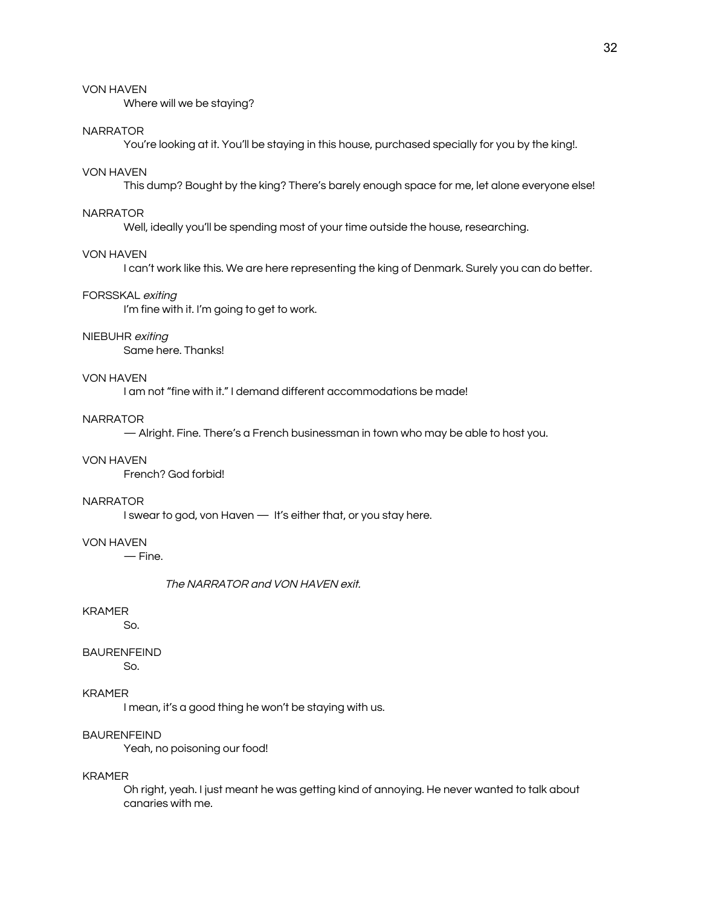VON HAVEN

Where will we be staying?

NARRATOR

You're looking at it. You'll be staying in this house, purchased specially for you by the king!.

VON HAVEN

This dump? Bought by the king? There's barely enough space for me, let alone everyone else!

NARRATOR

Well, ideally you'll be spending most of your time outside the house, researching.

VON HAVEN

I can't work like this. We are here representing the king of Denmark. Surely you can do better.

FORSSKAL *exiting*

I'm fine with it. I'm going to get to work.

NIEBUHR *exiting*

Same here. Thanks!

VON HAVEN

I am not "fine with it." I demand different accommodations be made!

NARRATOR

— Alright. Fine. There's a French businessman in town who may be able to host you.

VON HAVEN

French? God forbid!

NARRATOR

I swear to god, von Haven — It's either that, or you stay here.

VON HAVEN

— Fine.

*The NARRATOR and VON HAVEN exit.*

KRAMER

So.

BAURENFEIND

So.

KRAMER

I mean, it's a good thing he won't be staying with us.

BAURENFEIND

Yeah, no poisoning our food!

KRAMER

Oh right, yeah. I just meant he was getting kind of annoying. He never wanted to talk about canaries with me.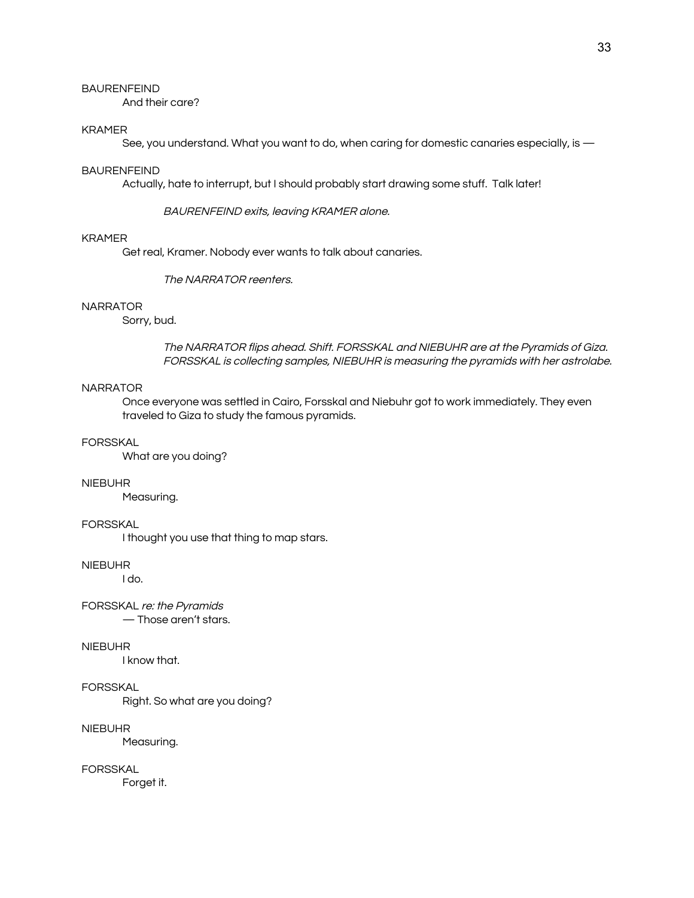BAURENFEIND

And their care?

KRAMER

See, you understand. What you want to do, when caring for domestic canaries especially, is —

BAURENFEIND

Actually, hate to interrupt, but I should probably start drawing some stuff.  Talk later!

*BAURENFEIND exits, leaving KRAMER alone.*

KRAMER

Get real, Kramer. Nobody ever wants to talk about canaries.

*The NARRATOR reenters.*

NARRATOR

Sorry, bud.

*The NARRATOR flips ahead. Shift. FORSSKAL and NIEBUHR are at the Pyramids of Giza. FORSSKAL is collecting samples, NIEBUHR is measuring the pyramids with her astrolabe.*

NARRATOR

Once everyone was settled in Cairo, Forsskal and Niebuhr got to work immediately. They even traveled to Giza to study the famous pyramids.

FORSSKAL

What are you doing?

NIEBUHR

Measuring.

FORSSKAL

I thought you use that thing to map stars.

NIEBUHR

I do.

FORSSKAL *re: the Pyramids*

— Those aren't stars.

NIEBUHR

I know that.

FORSSKAL

Right. So what are you doing?

NIEBUHR

Measuring.

FORSSKAL

Forget it.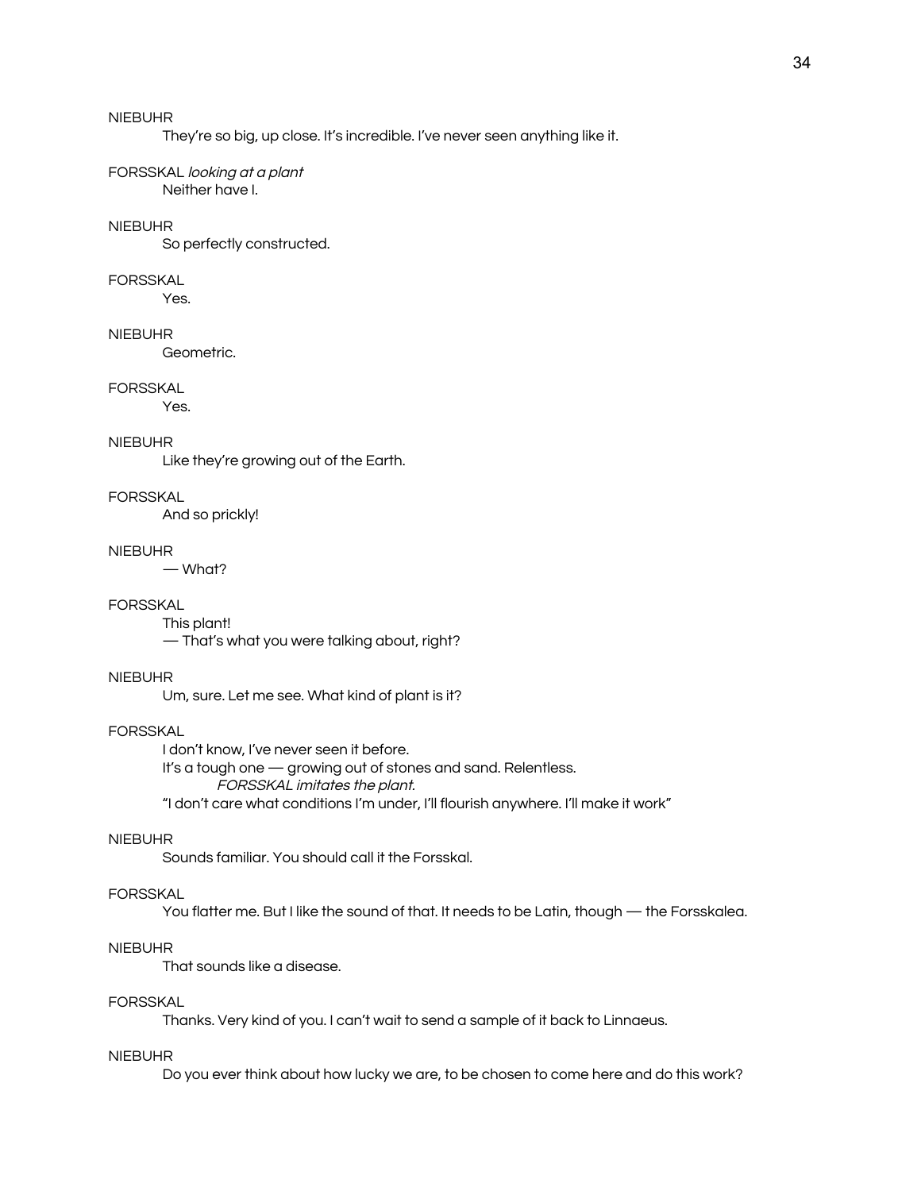NIEBUHR

They're so big, up close. It's incredible. I've never seen anything like it.

FORSSKAL *looking at a plant*

Neither have I.

NIEBUHR

So perfectly constructed.

FORSSKAL

Yes.

NIEBUHR

Geometric.

FORSSKAL

Yes.

NIEBUHR

Like they're growing out of the Earth.

FORSSKAL

And so prickly!

NIEBUHR

— What?

FORSSKAL

This plant!

— That's what you were talking about, right?

NIEBUHR

Um, sure. Let me see. What kind of plant is it?

FORSSKAL

I don't know, I've never seen it before.

It's a tough one — growing out of stones and sand. Relentless.

*FORSSKAL imitates the plant.*

"I don't care what conditions I'm under, I'll flourish anywhere. I'll make it work"

NIEBUHR

Sounds familiar. You should call it the Forsskal.

FORSSKAL

You flatter me. But I like the sound of that. It needs to be Latin, though — the Forsskalea.

NIEBUHR

That sounds like a disease.

FORSSKAL

Thanks. Very kind of you. I can't wait to send a sample of it back to Linnaeus.

NIEBUHR

Do you ever think about how lucky we are, to be chosen to come here and do this work?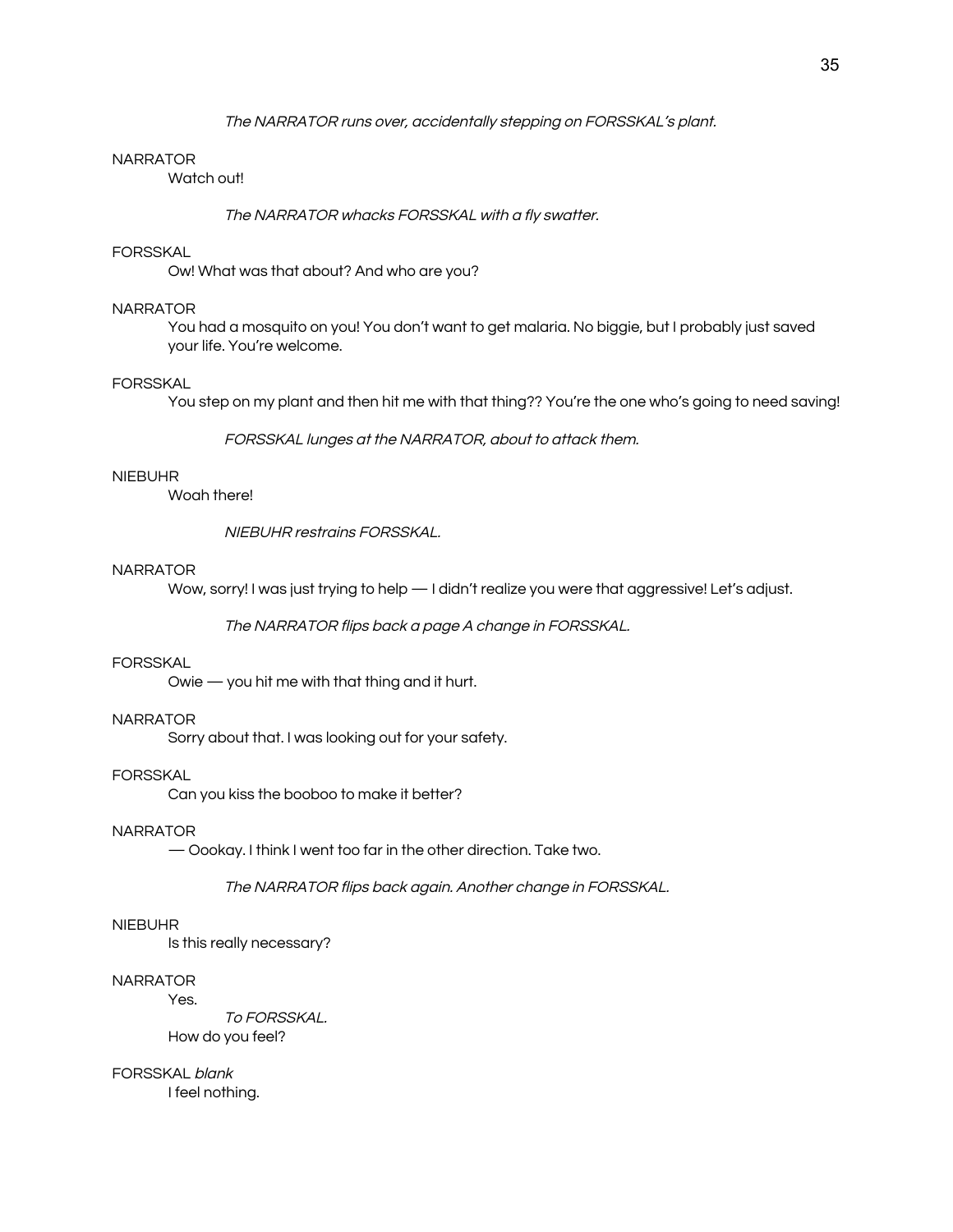*The NARRATOR runs over, accidentally stepping on FORSSKAL's plant.*

NARRATOR
Watch out!

*The NARRATOR whacks FORSSKAL with a fly swatter.*

FORSSKAL
Ow! What was that about? And who are you?

NARRATOR
You had a mosquito on you! You don't want to get malaria. No biggie, but I probably just saved your life. You're welcome.

FORSSKAL
You step on my plant and then hit me with that thing?? You're the one who's going to need saving!

*FORSSKAL lunges at the NARRATOR, about to attack them.*

NIEBUHR
Woah there!

*NIEBUHR restrains FORSSKAL.*

NARRATOR
Wow, sorry! I was just trying to help — I didn't realize you were that aggressive! Let's adjust.

*The NARRATOR flips back a page A change in FORSSKAL.*

FORSSKAL
Owie — you hit me with that thing and it hurt.

NARRATOR
Sorry about that. I was looking out for your safety.

FORSSKAL
Can you kiss the booboo to make it better?

NARRATOR
— Oookay. I think I went too far in the other direction. Take two.

*The NARRATOR flips back again. Another change in FORSSKAL.*

NIEBUHR
Is this really necessary?

NARRATOR
Yes.
*To FORSSKAL.*
How do you feel?

FORSSKAL *blank*
I feel nothing.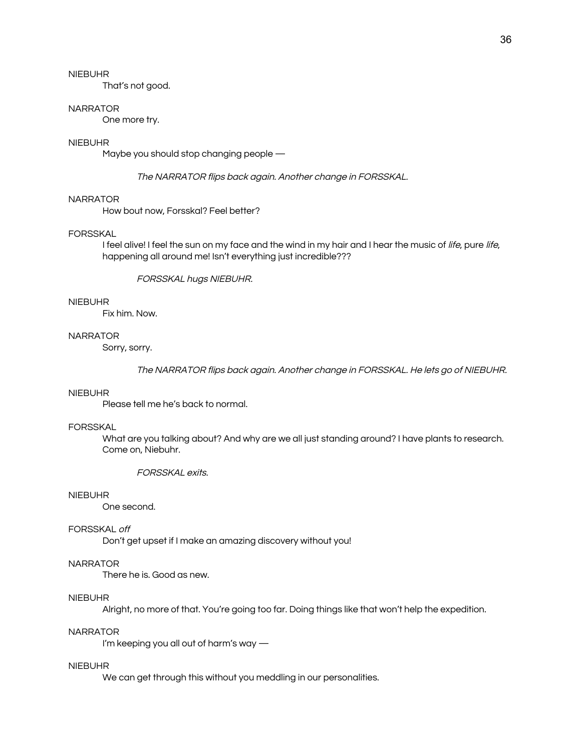NIEBUHR

That's not good.

NARRATOR

One more try.

NIEBUHR

Maybe you should stop changing people —

*The NARRATOR flips back again. Another change in FORSSKAL.*

NARRATOR

How bout now, Forsskal? Feel better?

FORSSKAL

I feel alive! I feel the sun on my face and the wind in my hair and I hear the music of *life*, pure *life*, happening all around me! Isn't everything just incredible???

*FORSSKAL hugs NIEBUHR.*

NIEBUHR

Fix him. Now.

NARRATOR

Sorry, sorry.

*The NARRATOR flips back again. Another change in FORSSKAL. He lets go of NIEBUHR.*

NIEBUHR

Please tell me he's back to normal.

FORSSKAL

What are you talking about? And why are we all just standing around? I have plants to research. Come on, Niebuhr.

*FORSSKAL exits.*

NIEBUHR

One second.

FORSSKAL *off*

Don't get upset if I make an amazing discovery without you!

NARRATOR

There he is. Good as new.

NIEBUHR

Alright, no more of that. You're going too far. Doing things like that won't help the expedition.

NARRATOR

I'm keeping you all out of harm's way —

NIEBUHR

We can get through this without you meddling in our personalities.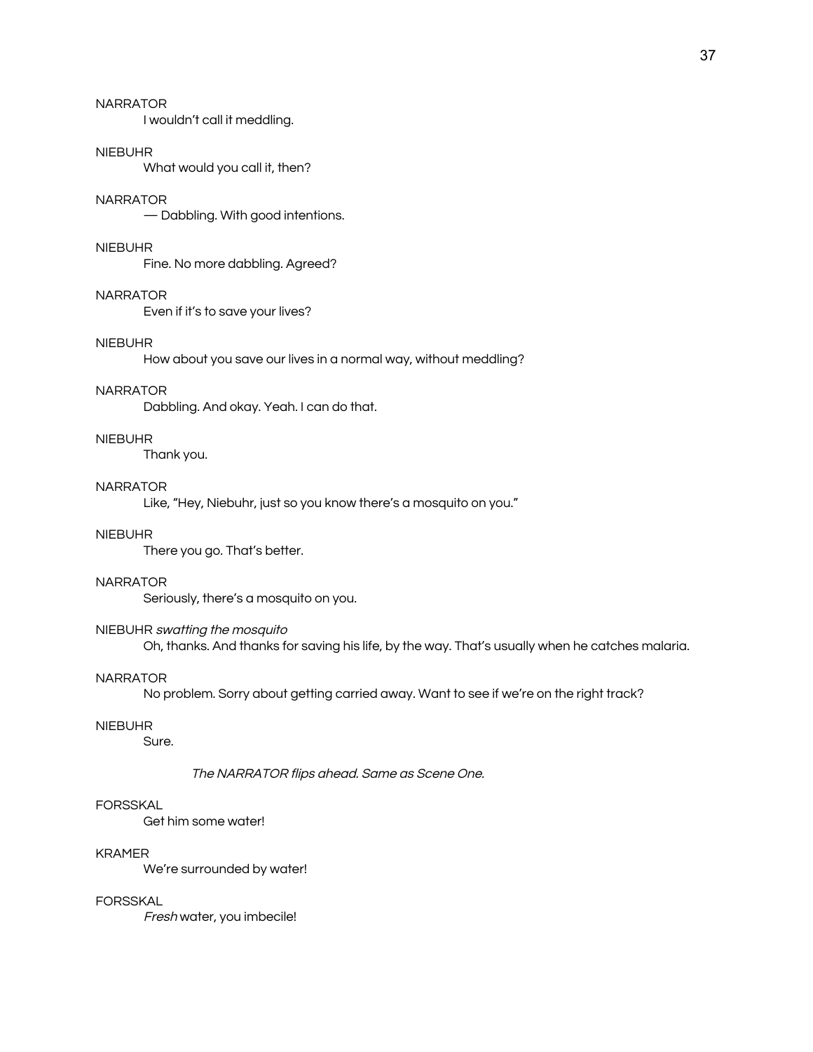NARRATOR

I wouldn't call it meddling.

NIEBUHR

What would you call it, then?

NARRATOR

— Dabbling. With good intentions.

NIEBUHR

Fine. No more dabbling. Agreed?

NARRATOR

Even if it's to save your lives?

NIEBUHR

How about you save our lives in a normal way, without meddling?

NARRATOR

Dabbling. And okay. Yeah. I can do that.

NIEBUHR

Thank you.

NARRATOR

Like, "Hey, Niebuhr, just so you know there's a mosquito on you."

NIEBUHR

There you go. That's better.

NARRATOR

Seriously, there's a mosquito on you.

NIEBUHR *swatting the mosquito*

Oh, thanks. And thanks for saving his life, by the way. That's usually when he catches malaria.

NARRATOR

No problem. Sorry about getting carried away. Want to see if we're on the right track?

NIEBUHR

Sure.

*The NARRATOR flips ahead. Same as Scene One.*

FORSSKAL

Get him some water!

KRAMER

We're surrounded by water!

FORSSKAL

*Fresh* water, you imbecile!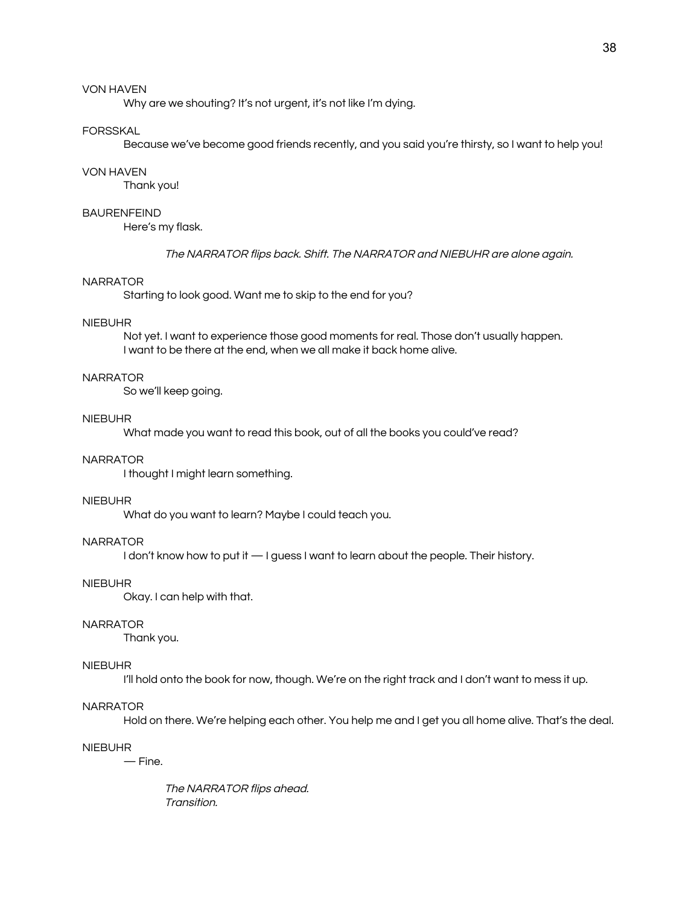VON HAVEN

Why are we shouting? It's not urgent, it's not like I'm dying.

FORSSKAL

Because we've become good friends recently, and you said you're thirsty, so I want to help you!

VON HAVEN

Thank you!

BAURENFEIND

Here's my flask.

*The NARRATOR flips back. Shift. The NARRATOR and NIEBUHR are alone again.*

NARRATOR

Starting to look good. Want me to skip to the end for you?

NIEBUHR

Not yet. I want to experience those good moments for real. Those don't usually happen.
I want to be there at the end, when we all make it back home alive.

NARRATOR

So we'll keep going.

NIEBUHR

What made you want to read this book, out of all the books you could've read?

NARRATOR

I thought I might learn something.

NIEBUHR

What do you want to learn? Maybe I could teach you.

NARRATOR

I don't know how to put it — I guess I want to learn about the people. Their history.

NIEBUHR

Okay. I can help with that.

NARRATOR

Thank you.

NIEBUHR

I'll hold onto the book for now, though. We're on the right track and I don't want to mess it up.

NARRATOR

Hold on there. We're helping each other. You help me and I get you all home alive. That's the deal.

NIEBUHR

— Fine.

*The NARRATOR flips ahead.*
*Transition.*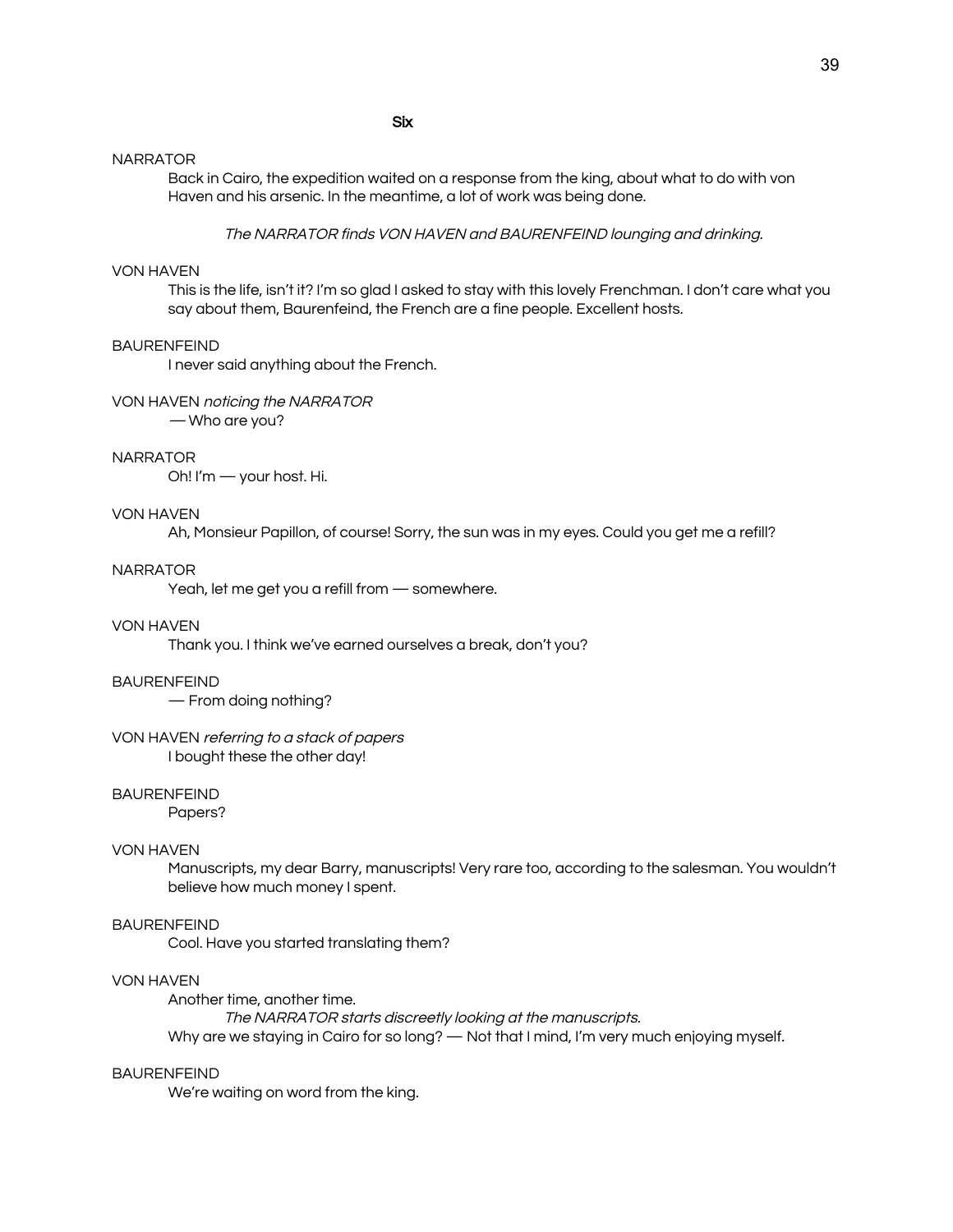## Six

NARRATOR

Back in Cairo, the expedition waited on a response from the king, about what to do with von Haven and his arsenic. In the meantime, a lot of work was being done.

*The NARRATOR finds VON HAVEN and BAURENFEIND lounging and drinking.*

VON HAVEN

This is the life, isn't it? I'm so glad I asked to stay with this lovely Frenchman. I don't care what you say about them, Baurenfeind, the French are a fine people. Excellent hosts.

BAURENFEIND

I never said anything about the French.

VON HAVEN *noticing the NARRATOR*

— Who are you?

NARRATOR

Oh! I'm — your host. Hi.

VON HAVEN

Ah, Monsieur Papillon, of course! Sorry, the sun was in my eyes. Could you get me a refill?

NARRATOR

Yeah, let me get you a refill from — somewhere.

VON HAVEN

Thank you. I think we've earned ourselves a break, don't you?

BAURENFEIND

— From doing nothing?

VON HAVEN *referring to a stack of papers*

I bought these the other day!

BAURENFEIND

Papers?

VON HAVEN

Manuscripts, my dear Barry, manuscripts! Very rare too, according to the salesman. You wouldn't believe how much money I spent.

BAURENFEIND

Cool. Have you started translating them?

VON HAVEN

Another time, another time.

*The NARRATOR starts discreetly looking at the manuscripts.*

Why are we staying in Cairo for so long? — Not that I mind, I'm very much enjoying myself.

BAURENFEIND

We're waiting on word from the king.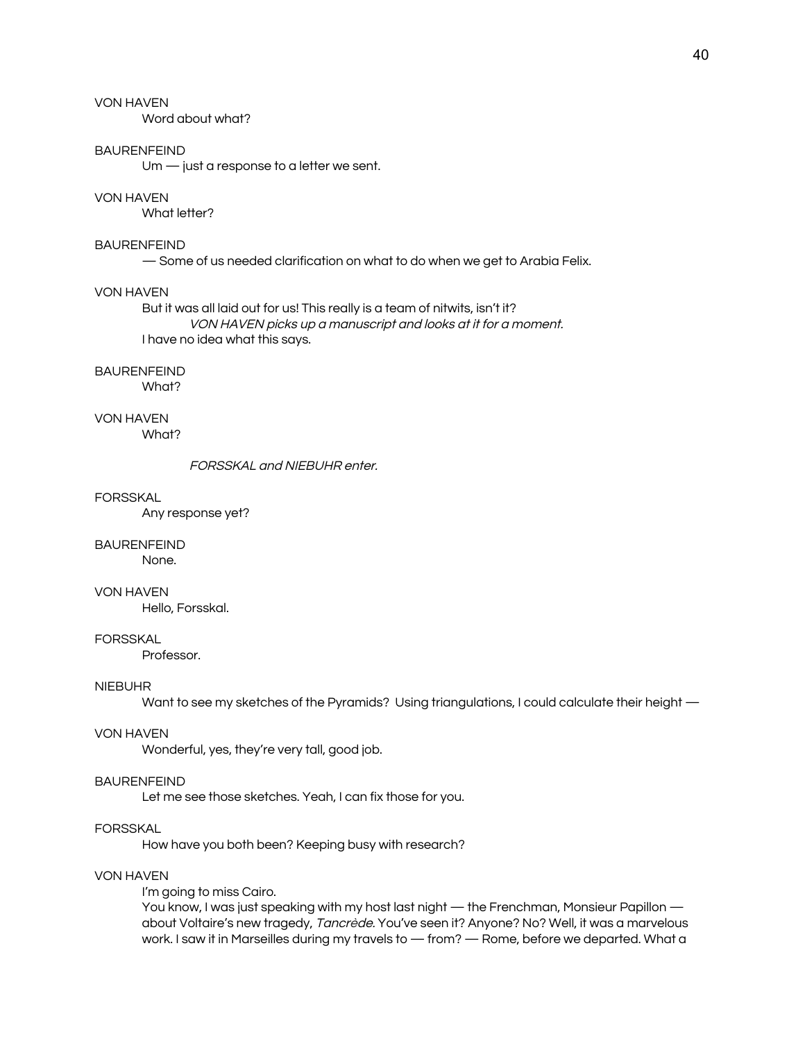VON HAVEN

Word about what?

BAURENFEIND

Um — just a response to a letter we sent.

VON HAVEN

What letter?

BAURENFEIND

— Some of us needed clarification on what to do when we get to Arabia Felix.

VON HAVEN

But it was all laid out for us! This really is a team of nitwits, isn't it?

*VON HAVEN picks up a manuscript and looks at it for a moment.*

I have no idea what this says.

BAURENFEIND

What?

VON HAVEN

What?

*FORSSKAL and NIEBUHR enter.*

FORSSKAL

Any response yet?

BAURENFEIND

None.

VON HAVEN

Hello, Forsskal.

FORSSKAL

Professor.

NIEBUHR

Want to see my sketches of the Pyramids? Using triangulations, I could calculate their height —

VON HAVEN

Wonderful, yes, they're very tall, good job.

BAURENFEIND

Let me see those sketches. Yeah, I can fix those for you.

FORSSKAL

How have you both been? Keeping busy with research?

VON HAVEN

I'm going to miss Cairo.

You know, I was just speaking with my host last night — the Frenchman, Monsieur Papillon — about Voltaire's new tragedy, *Tancrède.* You've seen it? Anyone? No? Well, it was a marvelous work. I saw it in Marseilles during my travels to — from? — Rome, before we departed. What a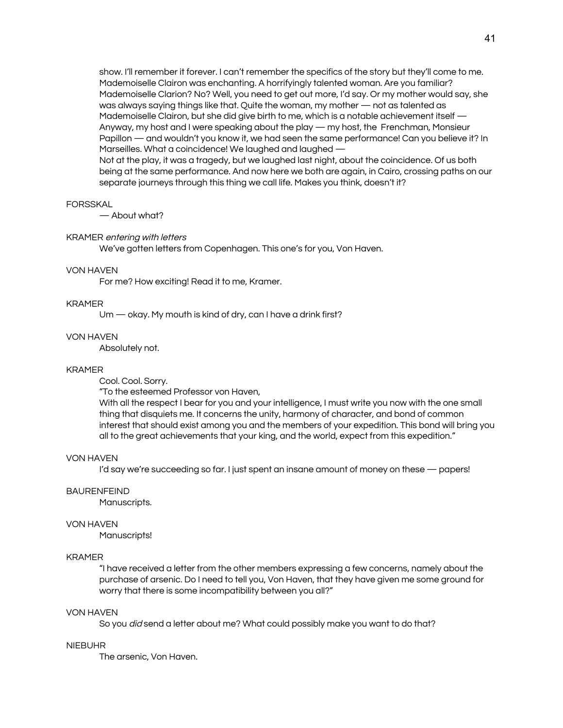show. I'll remember it forever. I can't remember the specifics of the story but they'll come to me. Mademoiselle Clairon was enchanting. A horrifyingly talented woman. Are you familiar? Mademoiselle Clarion? No? Well, you need to get out more, I'd say. Or my mother would say, she was always saying things like that. Quite the woman, my mother — not as talented as Mademoiselle Clairon, but she did give birth to me, which is a notable achievement itself — Anyway, my host and I were speaking about the play — my host, the Frenchman, Monsieur Papillon — and wouldn't you know it, we had seen the same performance! Can you believe it? In Marseilles. What a coincidence! We laughed and laughed —
Not at the play, it was a tragedy, but we laughed last night, about the coincidence. Of us both being at the same performance. And now here we both are again, in Cairo, crossing paths on our separate journeys through this thing we call life. Makes you think, doesn't it?

FORSSKAL
— About what?

KRAMER *entering with letters*
We've gotten letters from Copenhagen. This one's for you, Von Haven.

VON HAVEN
For me? How exciting! Read it to me, Kramer.

KRAMER
Um — okay. My mouth is kind of dry, can I have a drink first?

VON HAVEN
Absolutely not.

KRAMER
Cool. Cool. Sorry.
"To the esteemed Professor von Haven,
With all the respect I bear for you and your intelligence, I must write you now with the one small thing that disquiets me. It concerns the unity, harmony of character, and bond of common interest that should exist among you and the members of your expedition. This bond will bring you all to the great achievements that your king, and the world, expect from this expedition."

VON HAVEN
I'd say we're succeeding so far. I just spent an insane amount of money on these — papers!

BAURENFEIND
Manuscripts.

VON HAVEN
Manuscripts!

KRAMER
"I have received a letter from the other members expressing a few concerns, namely about the purchase of arsenic. Do I need to tell you, Von Haven, that they have given me some ground for worry that there is some incompatibility between you all?"

VON HAVEN
So you *did* send a letter about me? What could possibly make you want to do that?

NIEBUHR
The arsenic, Von Haven.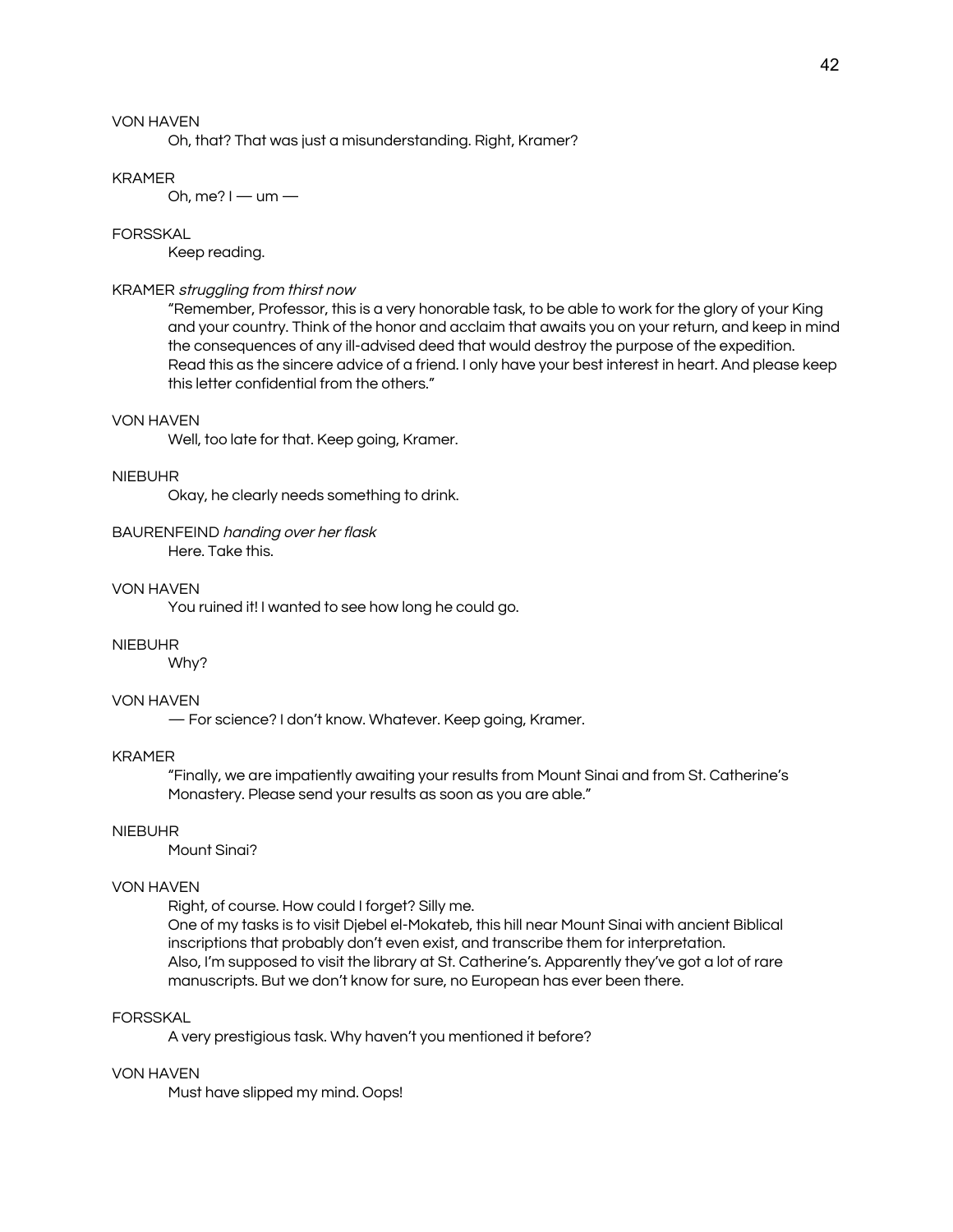VON HAVEN

Oh, that? That was just a misunderstanding. Right, Kramer?

KRAMER

Oh, me? I — um —

FORSSKAL

Keep reading.

KRAMER *struggling from thirst now*

"Remember, Professor, this is a very honorable task, to be able to work for the glory of your King and your country. Think of the honor and acclaim that awaits you on your return, and keep in mind the consequences of any ill-advised deed that would destroy the purpose of the expedition. Read this as the sincere advice of a friend. I only have your best interest in heart. And please keep this letter confidential from the others."

VON HAVEN

Well, too late for that. Keep going, Kramer.

NIEBUHR

Okay, he clearly needs something to drink.

BAURENFEIND *handing over her flask*

Here. Take this.

VON HAVEN

You ruined it! I wanted to see how long he could go.

NIEBUHR

Why?

VON HAVEN

— For science? I don't know. Whatever. Keep going, Kramer.

KRAMER

"Finally, we are impatiently awaiting your results from Mount Sinai and from St. Catherine's Monastery. Please send your results as soon as you are able."

NIEBUHR

Mount Sinai?

VON HAVEN

Right, of course. How could I forget? Silly me.

One of my tasks is to visit Djebel el-Mokateb, this hill near Mount Sinai with ancient Biblical inscriptions that probably don't even exist, and transcribe them for interpretation.

Also, I'm supposed to visit the library at St. Catherine's. Apparently they've got a lot of rare manuscripts. But we don't know for sure, no European has ever been there.

FORSSKAL

A very prestigious task. Why haven't you mentioned it before?

VON HAVEN

Must have slipped my mind. Oops!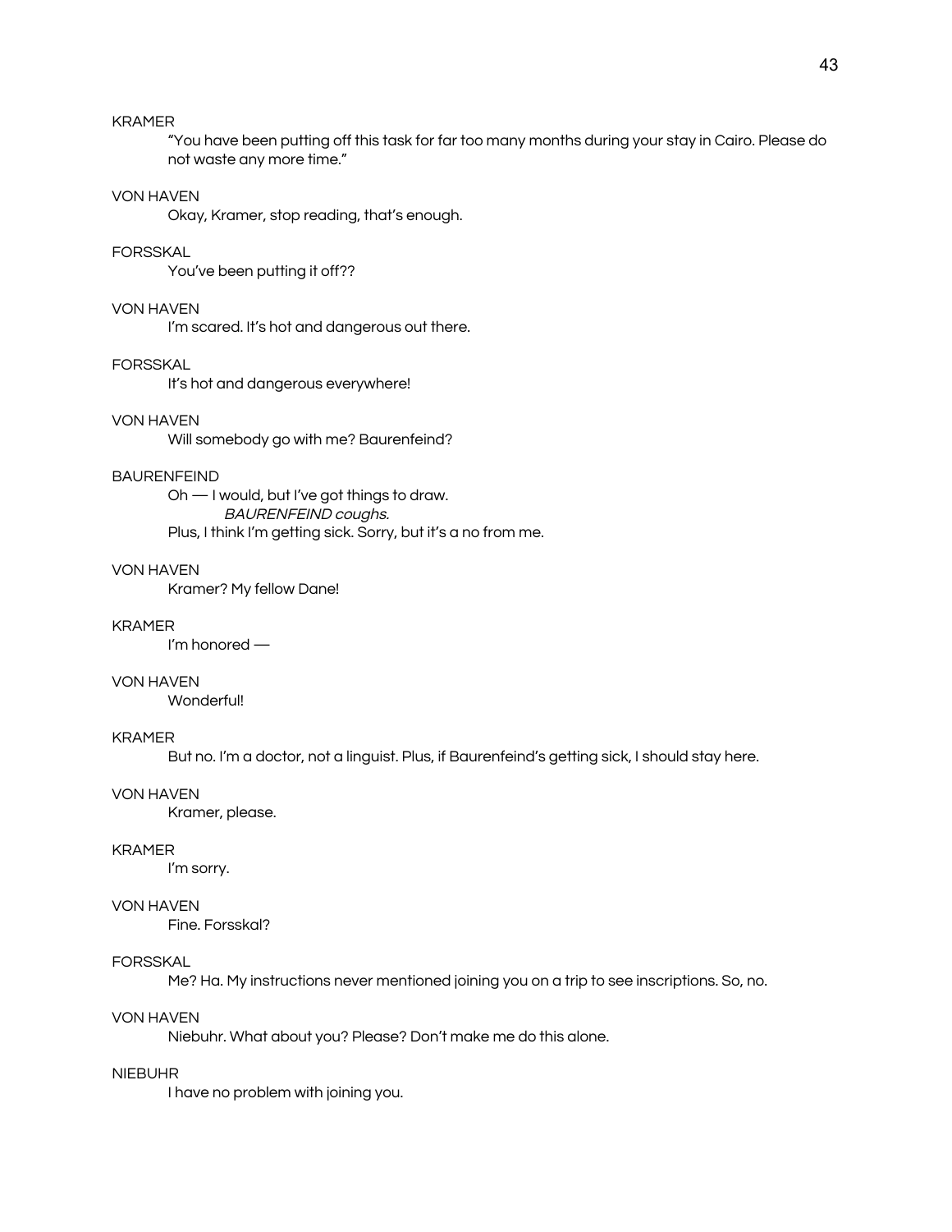KRAMER

“You have been putting off this task for far too many months during your stay in Cairo. Please do not waste any more time.”

VON HAVEN

Okay, Kramer, stop reading, that’s enough.

FORSSKAL

You’ve been putting it off??

VON HAVEN

I’m scared. It’s hot and dangerous out there.

FORSSKAL

It’s hot and dangerous everywhere!

VON HAVEN

Will somebody go with me? Baurenfeind?

BAURENFEIND

Oh — I would, but I’ve got things to draw.

*BAURENFEIND coughs.*

Plus, I think I’m getting sick. Sorry, but it’s a no from me.

VON HAVEN

Kramer? My fellow Dane!

KRAMER

I’m honored —

VON HAVEN

Wonderful!

KRAMER

But no. I’m a doctor, not a linguist. Plus, if Baurenfeind’s getting sick, I should stay here.

VON HAVEN

Kramer, please.

KRAMER

I’m sorry.

VON HAVEN

Fine. Forsskal?

FORSSKAL

Me? Ha. My instructions never mentioned joining you on a trip to see inscriptions. So, no.

VON HAVEN

Niebuhr. What about you? Please? Don’t make me do this alone.

NIEBUHR

I have no problem with joining you.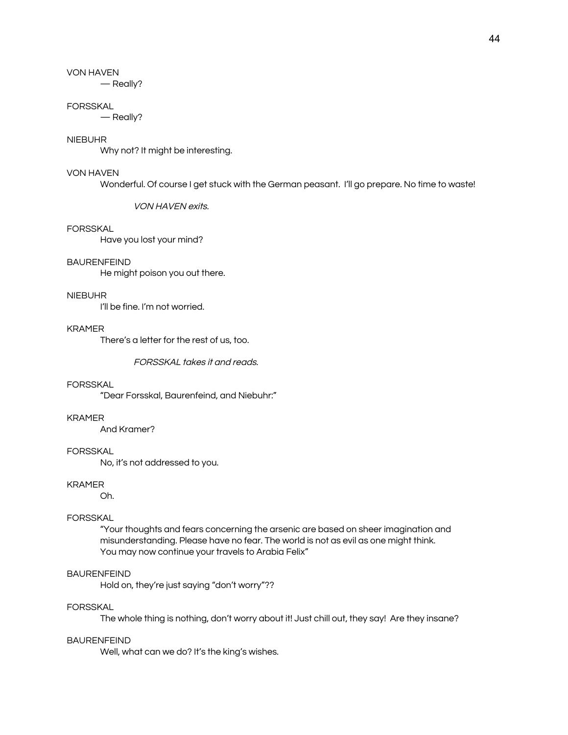VON HAVEN

— Really?

FORSSKAL

— Really?

NIEBUHR

Why not? It might be interesting.

VON HAVEN

Wonderful. Of course I get stuck with the German peasant. I'll go prepare. No time to waste!

*VON HAVEN exits.*

FORSSKAL

Have you lost your mind?

BAURENFEIND

He might poison you out there.

NIEBUHR

I'll be fine. I'm not worried.

KRAMER

There's a letter for the rest of us, too.

*FORSSKAL takes it and reads.*

FORSSKAL

"Dear Forsskal, Baurenfeind, and Niebuhr:"

KRAMER

And Kramer?

FORSSKAL

No, it's not addressed to you.

KRAMER

Oh.

FORSSKAL

"Your thoughts and fears concerning the arsenic are based on sheer imagination and misunderstanding. Please have no fear. The world is not as evil as one might think. You may now continue your travels to Arabia Felix"

BAURENFEIND

Hold on, they're just saying "don't worry"??

FORSSKAL

The whole thing is nothing, don't worry about it! Just chill out, they say! Are they insane?

BAURENFEIND

Well, what can we do? It's the king's wishes.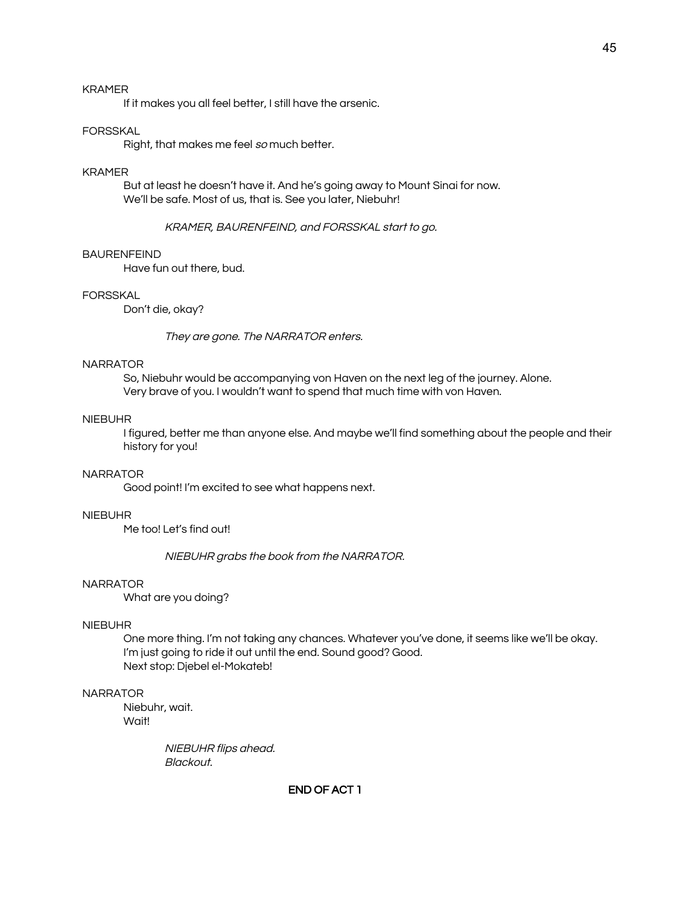KRAMER

If it makes you all feel better, I still have the arsenic.

FORSSKAL

Right, that makes me feel *so* much better.

KRAMER

But at least he doesn't have it. And he's going away to Mount Sinai for now.
We'll be safe. Most of us, that is. See you later, Niebuhr!

*KRAMER, BAURENFEIND, and FORSSKAL start to go.*

BAURENFEIND

Have fun out there, bud.

FORSSKAL

Don't die, okay?

*They are gone. The NARRATOR enters.*

NARRATOR

So, Niebuhr would be accompanying von Haven on the next leg of the journey. Alone.
Very brave of you. I wouldn't want to spend that much time with von Haven.

NIEBUHR

I figured, better me than anyone else. And maybe we'll find something about the people and their history for you!

NARRATOR

Good point! I'm excited to see what happens next.

NIEBUHR

Me too! Let's find out!

*NIEBUHR grabs the book from the NARRATOR.*

NARRATOR

What are you doing?

NIEBUHR

One more thing. I'm not taking any chances. Whatever you've done, it seems like we'll be okay.
I'm just going to ride it out until the end. Sound good? Good.
Next stop: Djebel el-Mokateb!

NARRATOR

Niebuhr, wait.
Wait!

*NIEBUHR flips ahead.*
*Blackout.*

**END OF ACT 1**